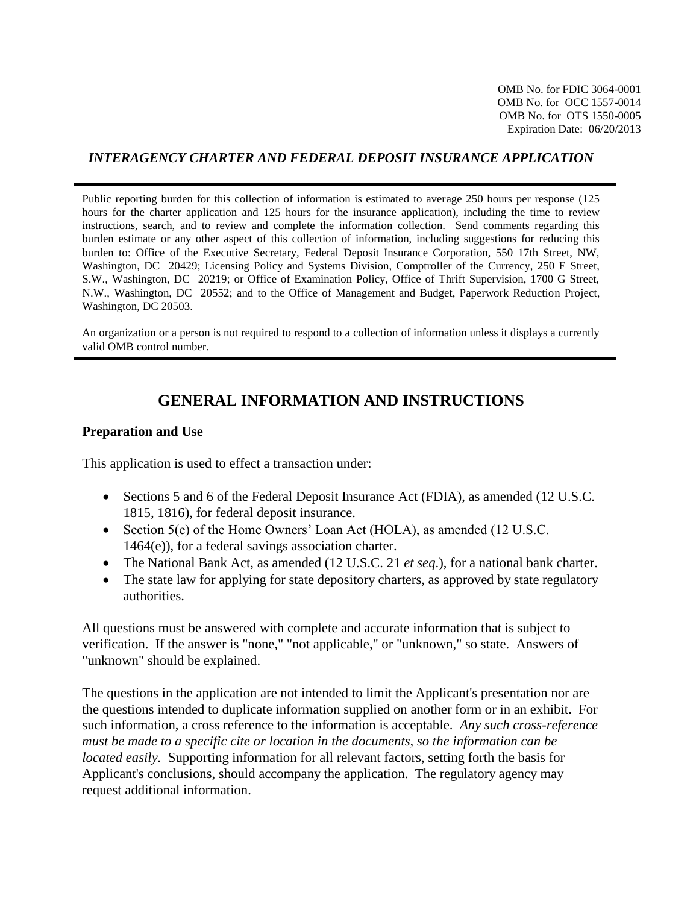OMB No. for FDIC 3064-0001
OMB No. for OCC 1557-0014
OMB No. for OTS 1550-0005
Expiration Date: 06/20/2013

***INTERAGENCY CHARTER AND FEDERAL DEPOSIT INSURANCE APPLICATION***

---

Public reporting burden for this collection of information is estimated to average 250 hours per response (125 hours for the charter application and 125 hours for the insurance application), including the time to review instructions, search, and to review and complete the information collection. Send comments regarding this burden estimate or any other aspect of this collection of information, including suggestions for reducing this burden to: Office of the Executive Secretary, Federal Deposit Insurance Corporation, 550 17th Street, NW, Washington, DC 20429; Licensing Policy and Systems Division, Comptroller of the Currency, 250 E Street, S.W., Washington, DC 20219; or Office of Examination Policy, Office of Thrift Supervision, 1700 G Street, N.W., Washington, DC 20552; and to the Office of Management and Budget, Paperwork Reduction Project, Washington, DC 20503.

An organization or a person is not required to respond to a collection of information unless it displays a currently valid OMB control number.

---

# GENERAL INFORMATION AND INSTRUCTIONS

### Preparation and Use

This application is used to effect a transaction under:

- Sections 5 and 6 of the Federal Deposit Insurance Act (FDIA), as amended (12 U.S.C. 1815, 1816), for federal deposit insurance.
- Section 5(e) of the Home Owners' Loan Act (HOLA), as amended (12 U.S.C. 1464(e)), for a federal savings association charter.
- The National Bank Act, as amended (12 U.S.C. 21 *et seq.*), for a national bank charter.
- The state law for applying for state depository charters, as approved by state regulatory authorities.

All questions must be answered with complete and accurate information that is subject to verification. If the answer is "none," "not applicable," or "unknown," so state. Answers of "unknown" should be explained.

The questions in the application are not intended to limit the Applicant's presentation nor are the questions intended to duplicate information supplied on another form or in an exhibit. For such information, a cross reference to the information is acceptable. *Any such cross-reference must be made to a specific cite or location in the documents, so the information can be located easily.* Supporting information for all relevant factors, setting forth the basis for Applicant's conclusions, should accompany the application. The regulatory agency may request additional information.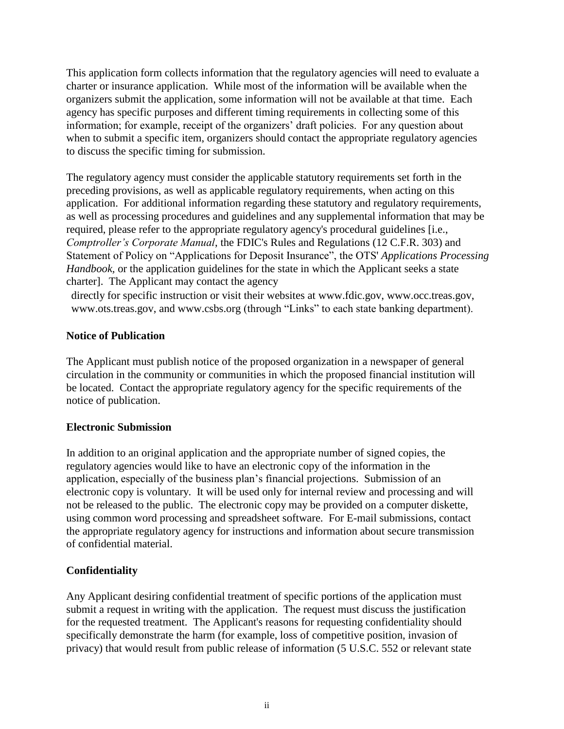This application form collects information that the regulatory agencies will need to evaluate a charter or insurance application. While most of the information will be available when the organizers submit the application, some information will not be available at that time. Each agency has specific purposes and different timing requirements in collecting some of this information; for example, receipt of the organizers' draft policies. For any question about when to submit a specific item, organizers should contact the appropriate regulatory agencies to discuss the specific timing for submission.

The regulatory agency must consider the applicable statutory requirements set forth in the preceding provisions, as well as applicable regulatory requirements, when acting on this application. For additional information regarding these statutory and regulatory requirements, as well as processing procedures and guidelines and any supplemental information that may be required, please refer to the appropriate regulatory agency's procedural guidelines [i.e., *Comptroller's Corporate Manual*, the FDIC's Rules and Regulations (12 C.F.R. 303) and Statement of Policy on "Applications for Deposit Insurance", the OTS' *Applications Processing Handbook*, or the application guidelines for the state in which the Applicant seeks a state charter]. The Applicant may contact the agency directly for specific instruction or visit their websites at www.fdic.gov, www.occ.treas.gov, www.ots.treas.gov, and www.csbs.org (through "Links" to each state banking department).

**Notice of Publication**

The Applicant must publish notice of the proposed organization in a newspaper of general circulation in the community or communities in which the proposed financial institution will be located. Contact the appropriate regulatory agency for the specific requirements of the notice of publication.

**Electronic Submission**

In addition to an original application and the appropriate number of signed copies, the regulatory agencies would like to have an electronic copy of the information in the application, especially of the business plan's financial projections. Submission of an electronic copy is voluntary. It will be used only for internal review and processing and will not be released to the public. The electronic copy may be provided on a computer diskette, using common word processing and spreadsheet software. For E-mail submissions, contact the appropriate regulatory agency for instructions and information about secure transmission of confidential material.

**Confidentiality**

Any Applicant desiring confidential treatment of specific portions of the application must submit a request in writing with the application. The request must discuss the justification for the requested treatment. The Applicant's reasons for requesting confidentiality should specifically demonstrate the harm (for example, loss of competitive position, invasion of privacy) that would result from public release of information (5 U.S.C. 552 or relevant state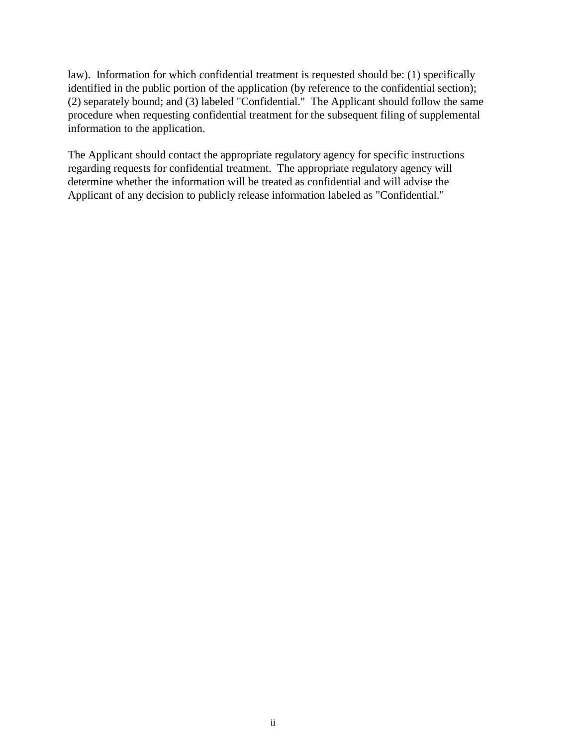law). Information for which confidential treatment is requested should be: (1) specifically identified in the public portion of the application (by reference to the confidential section); (2) separately bound; and (3) labeled "Confidential." The Applicant should follow the same procedure when requesting confidential treatment for the subsequent filing of supplemental information to the application.

The Applicant should contact the appropriate regulatory agency for specific instructions regarding requests for confidential treatment. The appropriate regulatory agency will determine whether the information will be treated as confidential and will advise the Applicant of any decision to publicly release information labeled as "Confidential."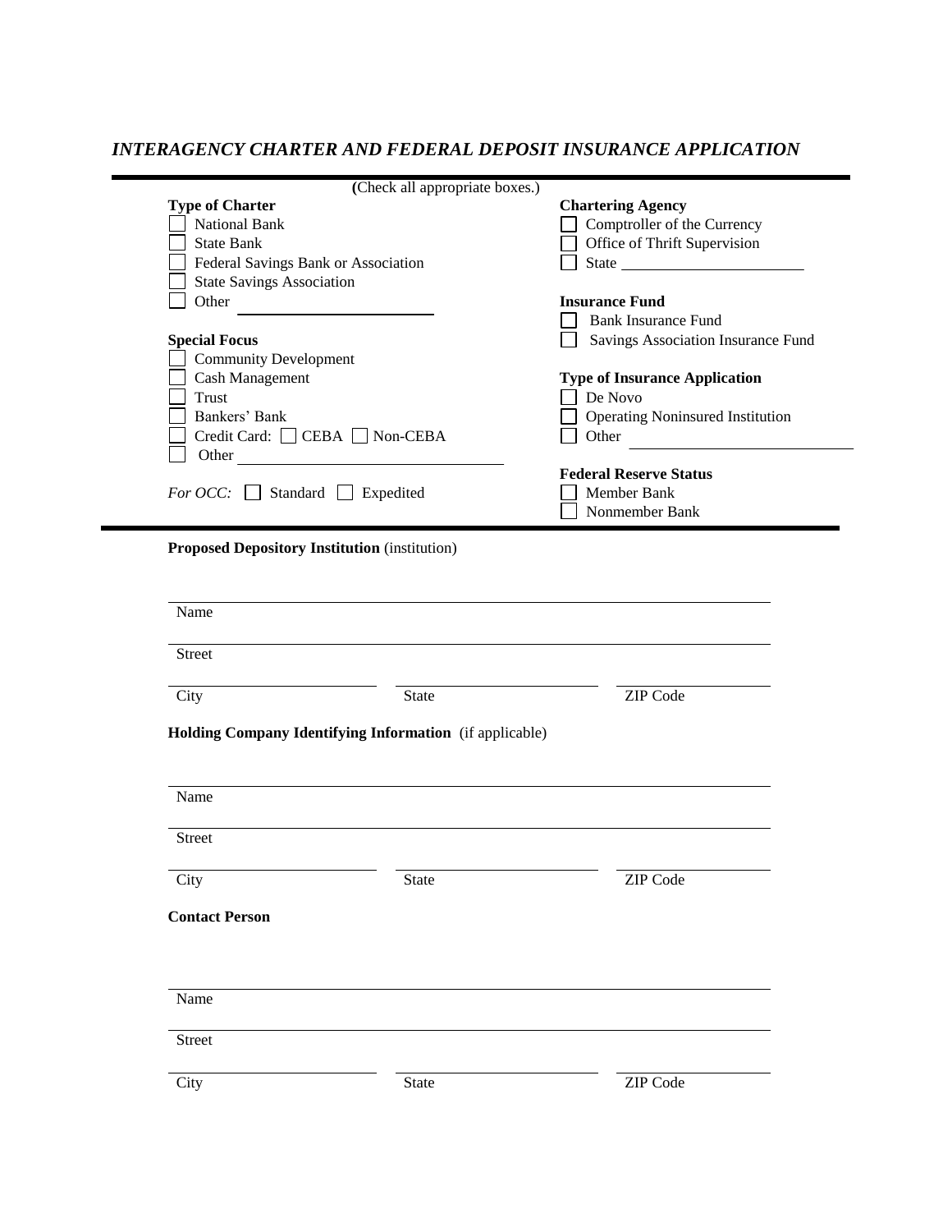*INTERAGENCY CHARTER AND FEDERAL DEPOSIT INSURANCE APPLICATION*

(Check all appropriate boxes.)

**Type of Charter**

☐ National Bank
☐ State Bank
☐ Federal Savings Bank or Association
☐ State Savings Association
☐ Other ______________________

**Special Focus**

☐ Community Development
☐ Cash Management
☐ Trust
☐ Bankers' Bank
☐ Credit Card: ☐ CEBA ☐ Non-CEBA
☐ Other ______________________

*For OCC:* ☐ Standard ☐ Expedited

**Chartering Agency**

☐ Comptroller of the Currency
☐ Office of Thrift Supervision
☐ State ______________________

**Insurance Fund**

☐ Bank Insurance Fund
☐ Savings Association Insurance Fund

**Type of Insurance Application**

☐ De Novo
☐ Operating Noninsured Institution
☐ Other ______________________

**Federal Reserve Status**

☐ Member Bank
☐ Nonmember Bank

**Proposed Depository Institution** (institution)

______________________________________________
Name

______________________________________________
Street

______________ ______________ ______________
City State ZIP Code

**Holding Company Identifying Information** (if applicable)

______________________________________________
Name

______________________________________________
Street

______________ ______________ ______________
City State ZIP Code

**Contact Person**

______________________________________________
Name

______________________________________________
Street

______________ ______________ ______________
City State ZIP Code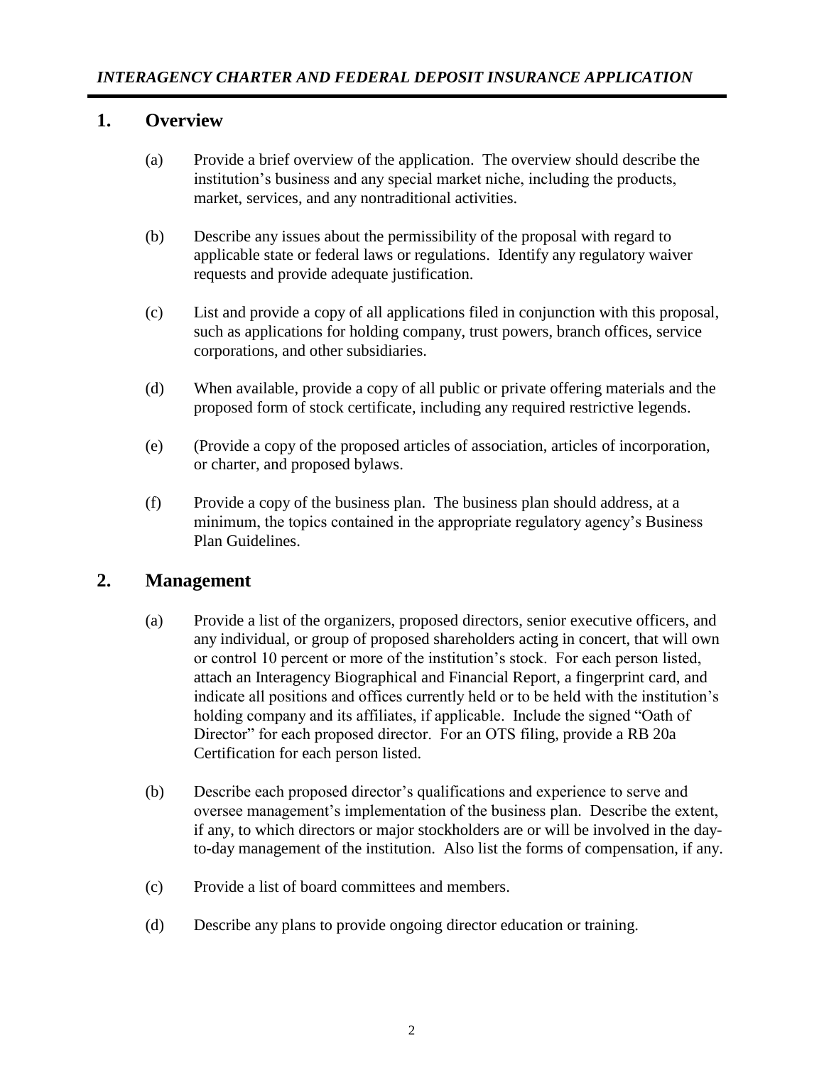## 1. Overview

(a) Provide a brief overview of the application. The overview should describe the institution's business and any special market niche, including the products, market, services, and any nontraditional activities.

(b) Describe any issues about the permissibility of the proposal with regard to applicable state or federal laws or regulations. Identify any regulatory waiver requests and provide adequate justification.

(c) List and provide a copy of all applications filed in conjunction with this proposal, such as applications for holding company, trust powers, branch offices, service corporations, and other subsidiaries.

(d) When available, provide a copy of all public or private offering materials and the proposed form of stock certificate, including any required restrictive legends.

(e) (Provide a copy of the proposed articles of association, articles of incorporation, or charter, and proposed bylaws.

(f) Provide a copy of the business plan. The business plan should address, at a minimum, the topics contained in the appropriate regulatory agency's Business Plan Guidelines.

## 2. Management

(a) Provide a list of the organizers, proposed directors, senior executive officers, and any individual, or group of proposed shareholders acting in concert, that will own or control 10 percent or more of the institution's stock. For each person listed, attach an Interagency Biographical and Financial Report, a fingerprint card, and indicate all positions and offices currently held or to be held with the institution's holding company and its affiliates, if applicable. Include the signed "Oath of Director" for each proposed director. For an OTS filing, provide a RB 20a Certification for each person listed.

(b) Describe each proposed director's qualifications and experience to serve and oversee management's implementation of the business plan. Describe the extent, if any, to which directors or major stockholders are or will be involved in the day-to-day management of the institution. Also list the forms of compensation, if any.

(c) Provide a list of board committees and members.

(d) Describe any plans to provide ongoing director education or training.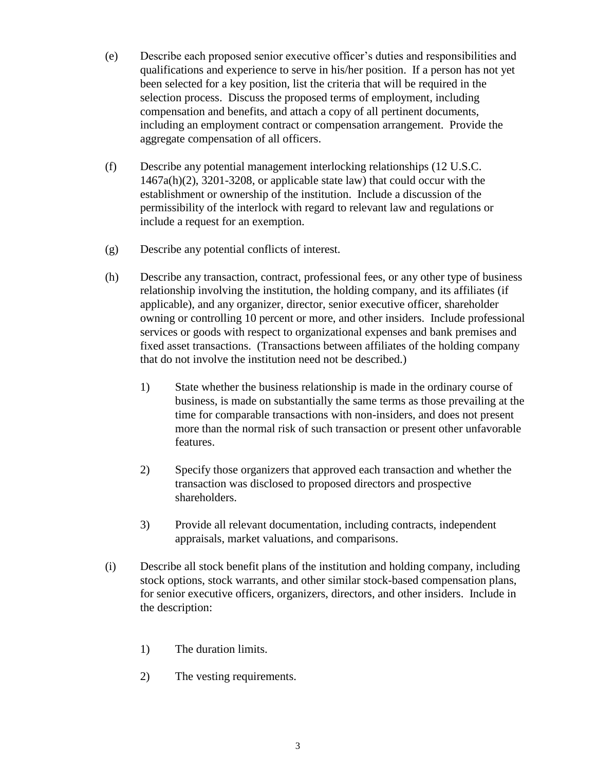(e) Describe each proposed senior executive officer's duties and responsibilities and qualifications and experience to serve in his/her position. If a person has not yet been selected for a key position, list the criteria that will be required in the selection process. Discuss the proposed terms of employment, including compensation and benefits, and attach a copy of all pertinent documents, including an employment contract or compensation arrangement. Provide the aggregate compensation of all officers.

(f) Describe any potential management interlocking relationships (12 U.S.C. 1467a(h)(2), 3201-3208, or applicable state law) that could occur with the establishment or ownership of the institution. Include a discussion of the permissibility of the interlock with regard to relevant law and regulations or include a request for an exemption.

(g) Describe any potential conflicts of interest.

(h) Describe any transaction, contract, professional fees, or any other type of business relationship involving the institution, the holding company, and its affiliates (if applicable), and any organizer, director, senior executive officer, shareholder owning or controlling 10 percent or more, and other insiders. Include professional services or goods with respect to organizational expenses and bank premises and fixed asset transactions. (Transactions between affiliates of the holding company that do not involve the institution need not be described.)

1) State whether the business relationship is made in the ordinary course of business, is made on substantially the same terms as those prevailing at the time for comparable transactions with non-insiders, and does not present more than the normal risk of such transaction or present other unfavorable features.

2) Specify those organizers that approved each transaction and whether the transaction was disclosed to proposed directors and prospective shareholders.

3) Provide all relevant documentation, including contracts, independent appraisals, market valuations, and comparisons.

(i) Describe all stock benefit plans of the institution and holding company, including stock options, stock warrants, and other similar stock-based compensation plans, for senior executive officers, organizers, directors, and other insiders. Include in the description:

1) The duration limits.

2) The vesting requirements.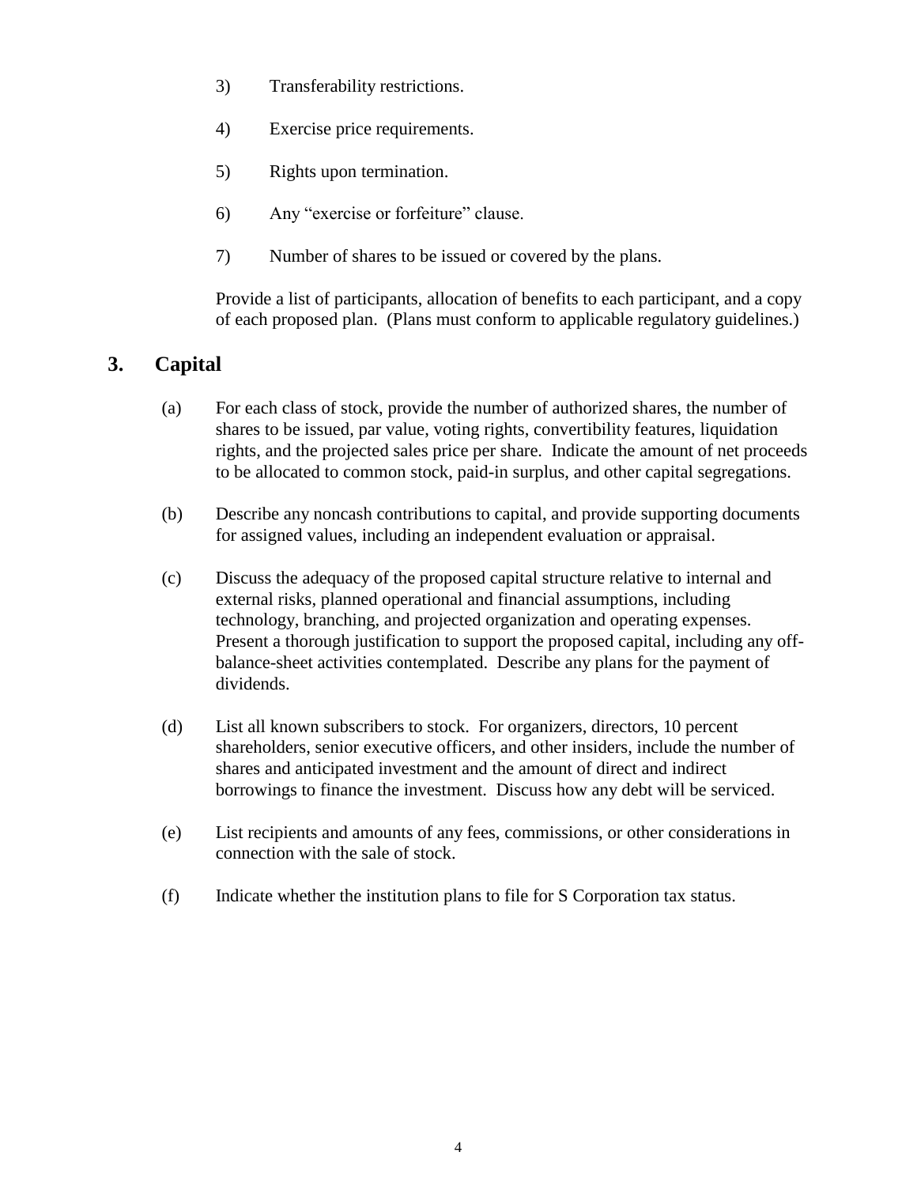3) Transferability restrictions.

4) Exercise price requirements.

5) Rights upon termination.

6) Any "exercise or forfeiture" clause.

7) Number of shares to be issued or covered by the plans.

Provide a list of participants, allocation of benefits to each participant, and a copy of each proposed plan. (Plans must conform to applicable regulatory guidelines.)

## 3. Capital

(a) For each class of stock, provide the number of authorized shares, the number of shares to be issued, par value, voting rights, convertibility features, liquidation rights, and the projected sales price per share. Indicate the amount of net proceeds to be allocated to common stock, paid-in surplus, and other capital segregations.

(b) Describe any noncash contributions to capital, and provide supporting documents for assigned values, including an independent evaluation or appraisal.

(c) Discuss the adequacy of the proposed capital structure relative to internal and external risks, planned operational and financial assumptions, including technology, branching, and projected organization and operating expenses. Present a thorough justification to support the proposed capital, including any off-balance-sheet activities contemplated. Describe any plans for the payment of dividends.

(d) List all known subscribers to stock. For organizers, directors, 10 percent shareholders, senior executive officers, and other insiders, include the number of shares and anticipated investment and the amount of direct and indirect borrowings to finance the investment. Discuss how any debt will be serviced.

(e) List recipients and amounts of any fees, commissions, or other considerations in connection with the sale of stock.

(f) Indicate whether the institution plans to file for S Corporation tax status.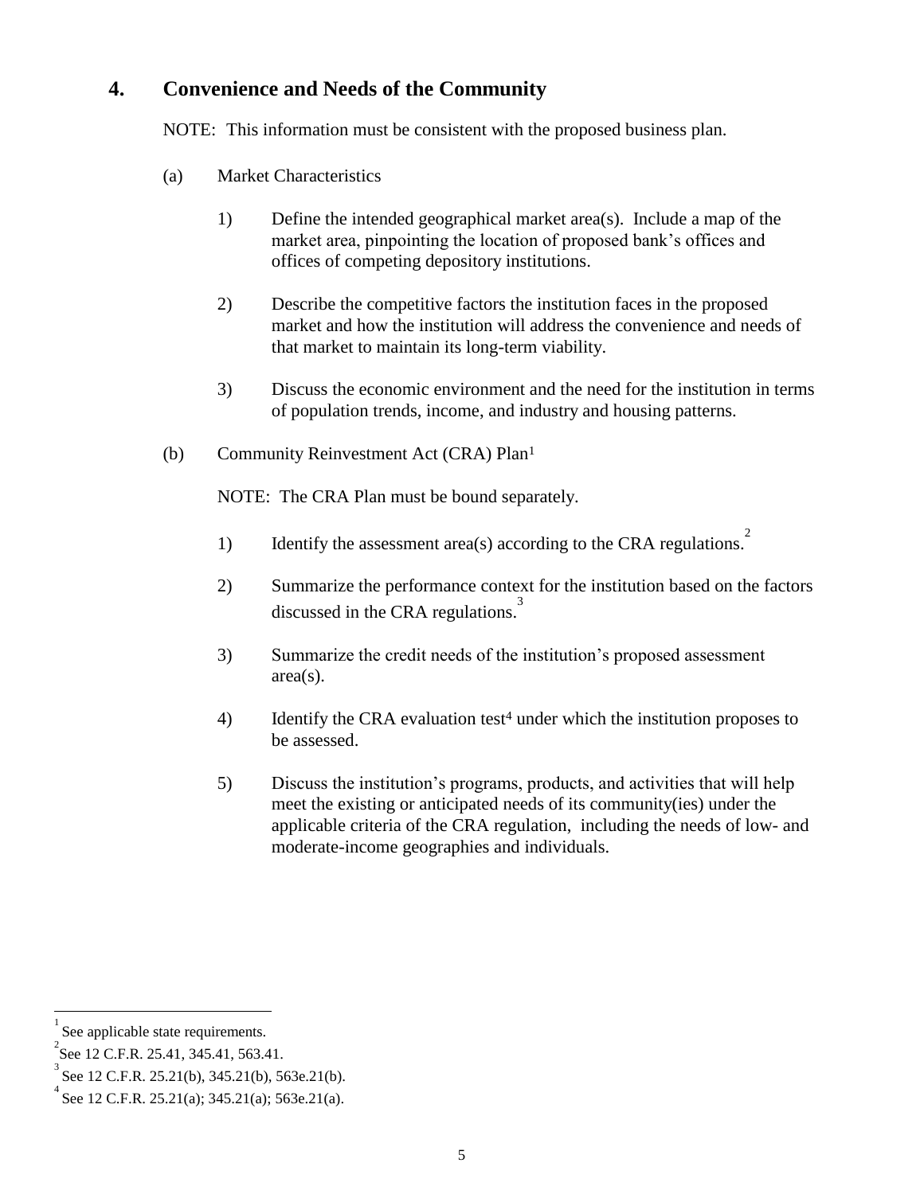## 4. Convenience and Needs of the Community

NOTE: This information must be consistent with the proposed business plan.

(a) Market Characteristics

1) Define the intended geographical market area(s). Include a map of the market area, pinpointing the location of proposed bank's offices and offices of competing depository institutions.

2) Describe the competitive factors the institution faces in the proposed market and how the institution will address the convenience and needs of that market to maintain its long-term viability.

3) Discuss the economic environment and the need for the institution in terms of population trends, income, and industry and housing patterns.

(b) Community Reinvestment Act (CRA) Plan[1]

NOTE: The CRA Plan must be bound separately.

1) Identify the assessment area(s) according to the CRA regulations.[2]

2) Summarize the performance context for the institution based on the factors discussed in the CRA regulations.[3]

3) Summarize the credit needs of the institution's proposed assessment area(s).

4) Identify the CRA evaluation test[4] under which the institution proposes to be assessed.

5) Discuss the institution's programs, products, and activities that will help meet the existing or anticipated needs of its community(ies) under the applicable criteria of the CRA regulation, including the needs of low- and moderate-income geographies and individuals.

---

[1] See applicable state requirements.

[2] See 12 C.F.R. 25.41, 345.41, 563.41.

[3] See 12 C.F.R. 25.21(b), 345.21(b), 563e.21(b).

[4] See 12 C.F.R. 25.21(a); 345.21(a); 563e.21(a).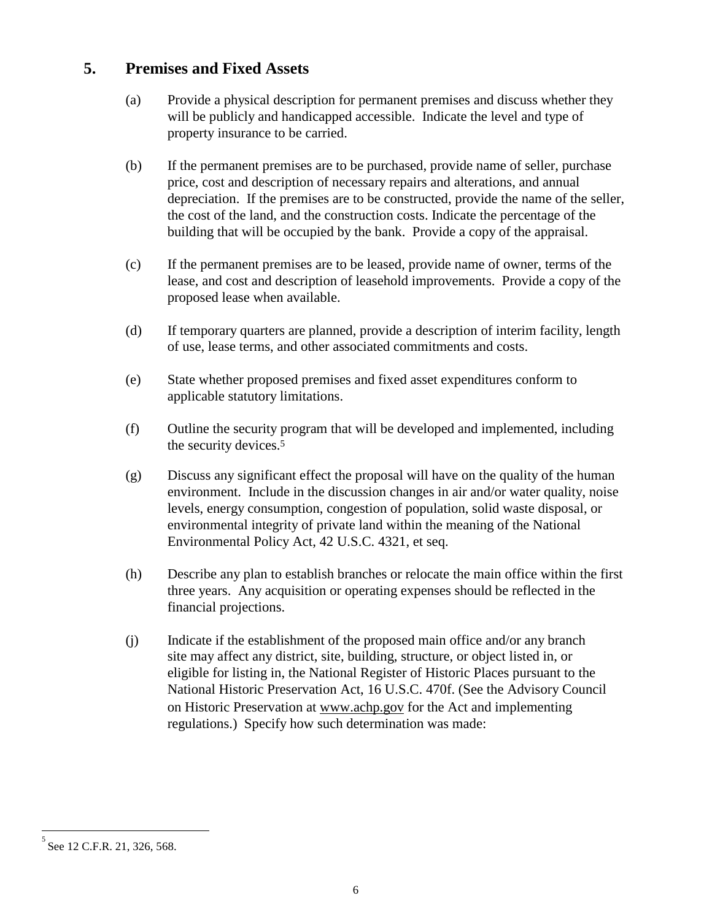## 5. Premises and Fixed Assets

(a) Provide a physical description for permanent premises and discuss whether they will be publicly and handicapped accessible. Indicate the level and type of property insurance to be carried.

(b) If the permanent premises are to be purchased, provide name of seller, purchase price, cost and description of necessary repairs and alterations, and annual depreciation. If the premises are to be constructed, provide the name of the seller, the cost of the land, and the construction costs. Indicate the percentage of the building that will be occupied by the bank. Provide a copy of the appraisal.

(c) If the permanent premises are to be leased, provide name of owner, terms of the lease, and cost and description of leasehold improvements. Provide a copy of the proposed lease when available.

(d) If temporary quarters are planned, provide a description of interim facility, length of use, lease terms, and other associated commitments and costs.

(e) State whether proposed premises and fixed asset expenditures conform to applicable statutory limitations.

(f) Outline the security program that will be developed and implemented, including the security devices.[5]

(g) Discuss any significant effect the proposal will have on the quality of the human environment. Include in the discussion changes in air and/or water quality, noise levels, energy consumption, congestion of population, solid waste disposal, or environmental integrity of private land within the meaning of the National Environmental Policy Act, 42 U.S.C. 4321, et seq.

(h) Describe any plan to establish branches or relocate the main office within the first three years. Any acquisition or operating expenses should be reflected in the financial projections.

(j) Indicate if the establishment of the proposed main office and/or any branch site may affect any district, site, building, structure, or object listed in, or eligible for listing in, the National Register of Historic Places pursuant to the National Historic Preservation Act, 16 U.S.C. 470f. (See the Advisory Council on Historic Preservation at www.achp.gov for the Act and implementing regulations.) Specify how such determination was made:

---

[5] See 12 C.F.R. 21, 326, 568.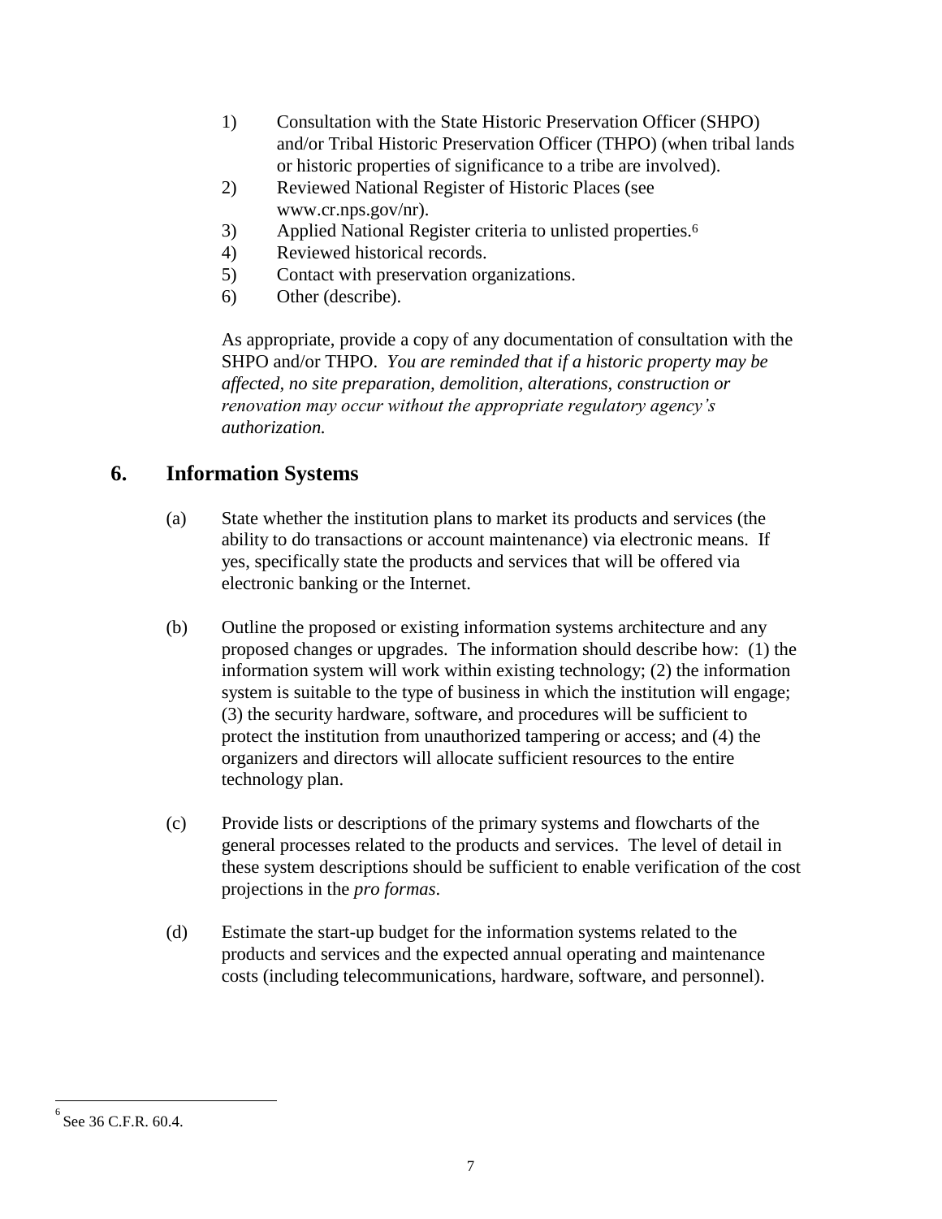1) Consultation with the State Historic Preservation Officer (SHPO) and/or Tribal Historic Preservation Officer (THPO) (when tribal lands or historic properties of significance to a tribe are involved).
2) Reviewed National Register of Historic Places (see www.cr.nps.gov/nr).
3) Applied National Register criteria to unlisted properties.[6]
4) Reviewed historical records.
5) Contact with preservation organizations.
6) Other (describe).

As appropriate, provide a copy of any documentation of consultation with the SHPO and/or THPO. *You are reminded that if a historic property may be affected, no site preparation, demolition, alterations, construction or renovation may occur without the appropriate regulatory agency's authorization.*

## 6. Information Systems

(a) State whether the institution plans to market its products and services (the ability to do transactions or account maintenance) via electronic means. If yes, specifically state the products and services that will be offered via electronic banking or the Internet.

(b) Outline the proposed or existing information systems architecture and any proposed changes or upgrades. The information should describe how: (1) the information system will work within existing technology; (2) the information system is suitable to the type of business in which the institution will engage; (3) the security hardware, software, and procedures will be sufficient to protect the institution from unauthorized tampering or access; and (4) the organizers and directors will allocate sufficient resources to the entire technology plan.

(c) Provide lists or descriptions of the primary systems and flowcharts of the general processes related to the products and services. The level of detail in these system descriptions should be sufficient to enable verification of the cost projections in the *pro formas*.

(d) Estimate the start-up budget for the information systems related to the products and services and the expected annual operating and maintenance costs (including telecommunications, hardware, software, and personnel).

[6] See 36 C.F.R. 60.4.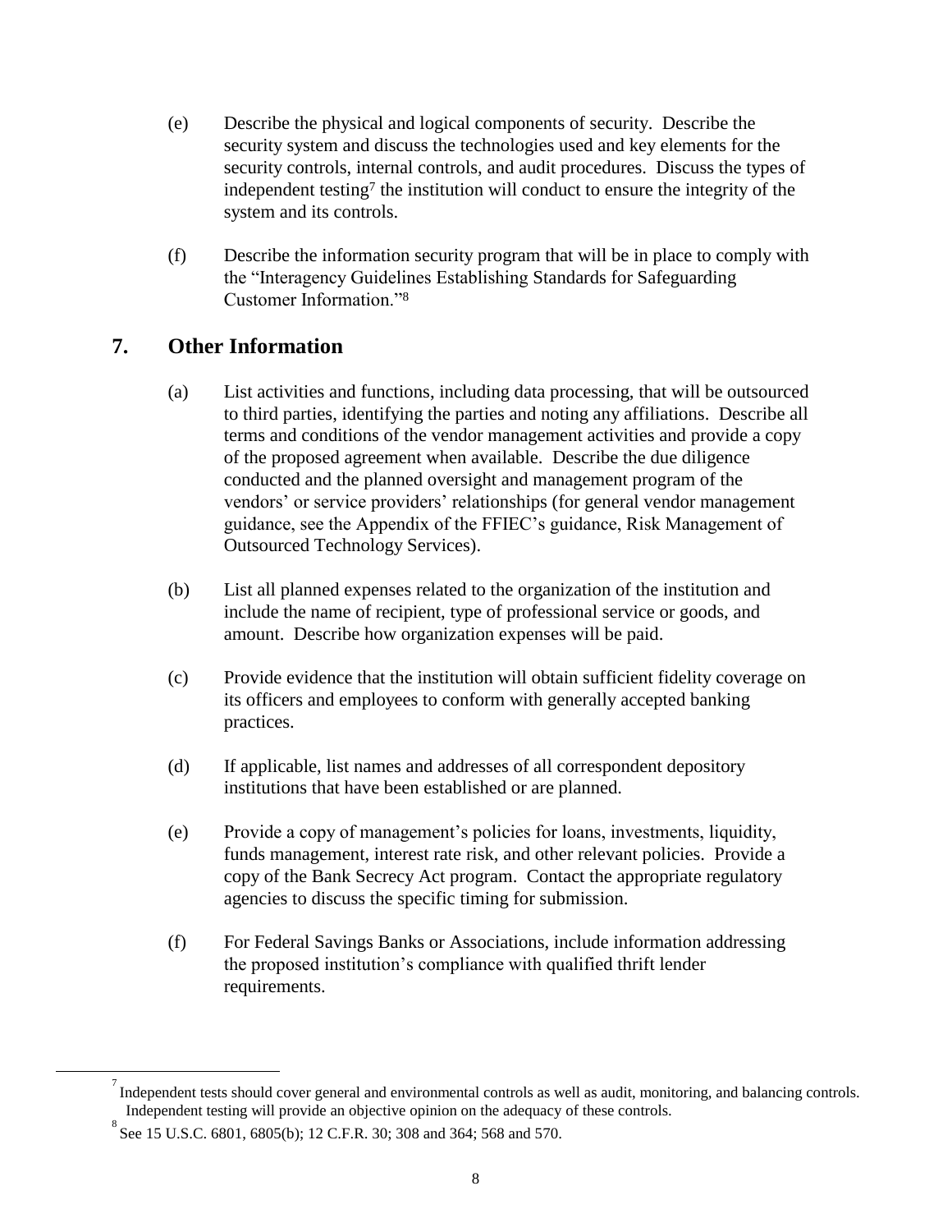(e) Describe the physical and logical components of security. Describe the security system and discuss the technologies used and key elements for the security controls, internal controls, and audit procedures. Discuss the types of independent testing[7] the institution will conduct to ensure the integrity of the system and its controls.

(f) Describe the information security program that will be in place to comply with the "Interagency Guidelines Establishing Standards for Safeguarding Customer Information."[8]

## 7. Other Information

(a) List activities and functions, including data processing, that will be outsourced to third parties, identifying the parties and noting any affiliations. Describe all terms and conditions of the vendor management activities and provide a copy of the proposed agreement when available. Describe the due diligence conducted and the planned oversight and management program of the vendors' or service providers' relationships (for general vendor management guidance, see the Appendix of the FFIEC's guidance, Risk Management of Outsourced Technology Services).

(b) List all planned expenses related to the organization of the institution and include the name of recipient, type of professional service or goods, and amount. Describe how organization expenses will be paid.

(c) Provide evidence that the institution will obtain sufficient fidelity coverage on its officers and employees to conform with generally accepted banking practices.

(d) If applicable, list names and addresses of all correspondent depository institutions that have been established or are planned.

(e) Provide a copy of management's policies for loans, investments, liquidity, funds management, interest rate risk, and other relevant policies. Provide a copy of the Bank Secrecy Act program. Contact the appropriate regulatory agencies to discuss the specific timing for submission.

(f) For Federal Savings Banks or Associations, include information addressing the proposed institution's compliance with qualified thrift lender requirements.

---

[7] Independent tests should cover general and environmental controls as well as audit, monitoring, and balancing controls. Independent testing will provide an objective opinion on the adequacy of these controls.

[8] See 15 U.S.C. 6801, 6805(b); 12 C.F.R. 30; 308 and 364; 568 and 570.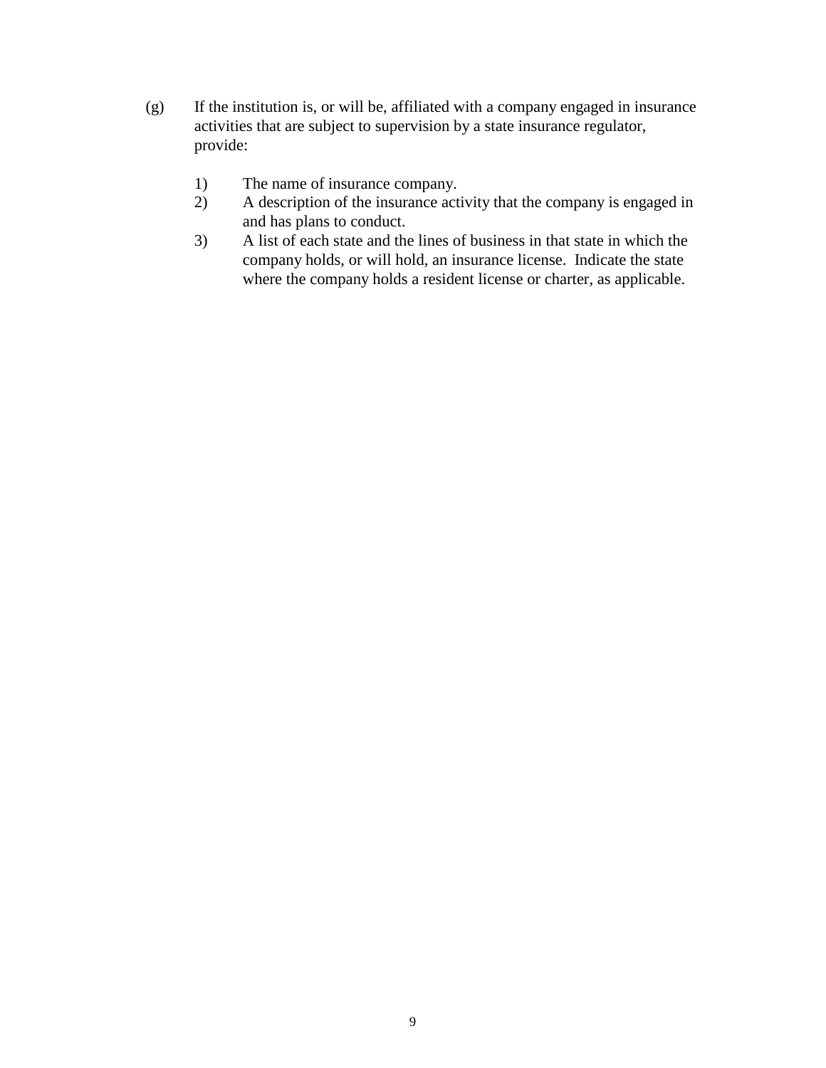(g) If the institution is, or will be, affiliated with a company engaged in insurance activities that are subject to supervision by a state insurance regulator, provide:

1) The name of insurance company.
2) A description of the insurance activity that the company is engaged in and has plans to conduct.
3) A list of each state and the lines of business in that state in which the company holds, or will hold, an insurance license. Indicate the state where the company holds a resident license or charter, as applicable.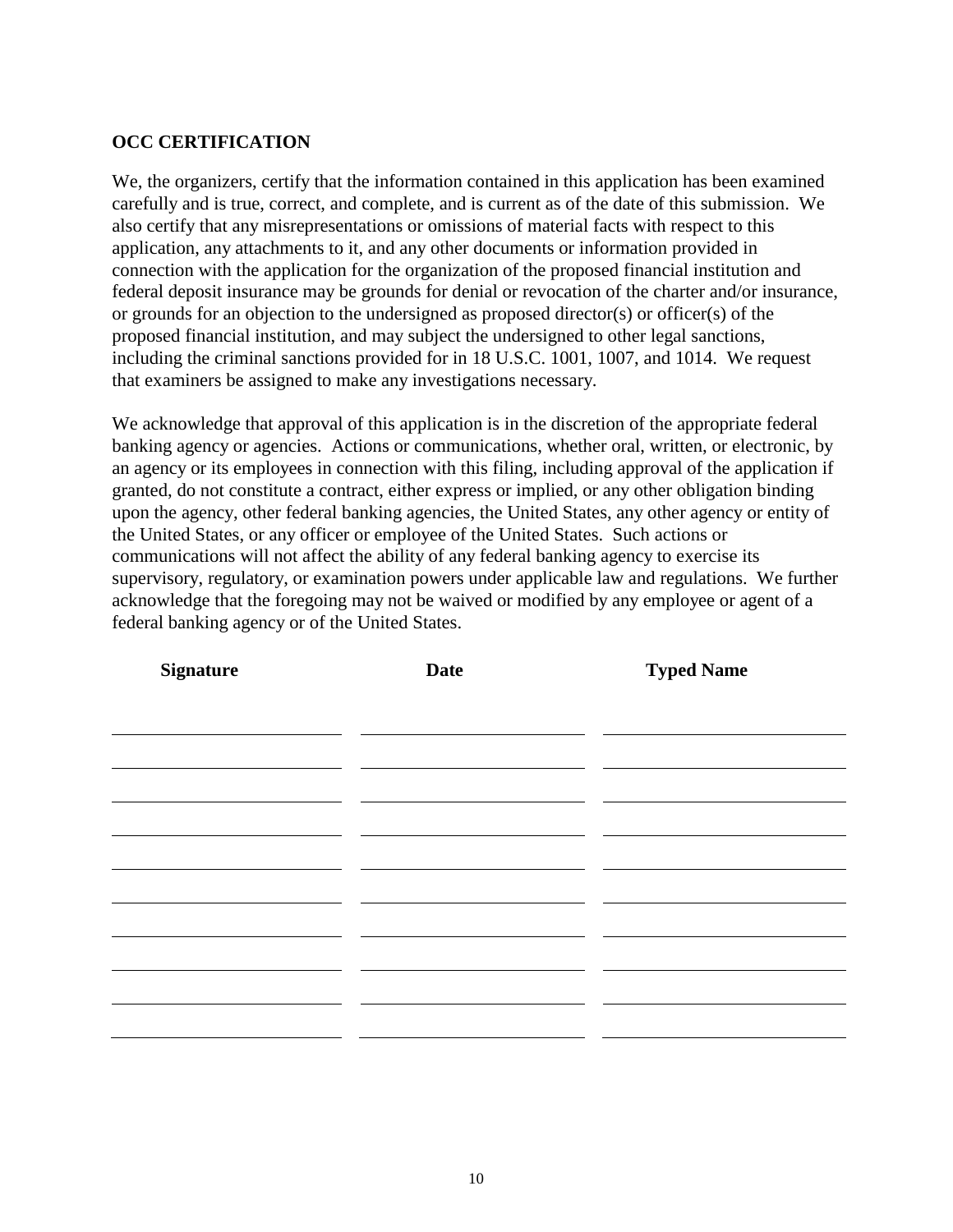**OCC CERTIFICATION**

We, the organizers, certify that the information contained in this application has been examined carefully and is true, correct, and complete, and is current as of the date of this submission. We also certify that any misrepresentations or omissions of material facts with respect to this application, any attachments to it, and any other documents or information provided in connection with the application for the organization of the proposed financial institution and federal deposit insurance may be grounds for denial or revocation of the charter and/or insurance, or grounds for an objection to the undersigned as proposed director(s) or officer(s) of the proposed financial institution, and may subject the undersigned to other legal sanctions, including the criminal sanctions provided for in 18 U.S.C. 1001, 1007, and 1014. We request that examiners be assigned to make any investigations necessary.

We acknowledge that approval of this application is in the discretion of the appropriate federal banking agency or agencies. Actions or communications, whether oral, written, or electronic, by an agency or its employees in connection with this filing, including approval of the application if granted, do not constitute a contract, either express or implied, or any other obligation binding upon the agency, other federal banking agencies, the United States, any other agency or entity of the United States, or any officer or employee of the United States. Such actions or communications will not affect the ability of any federal banking agency to exercise its supervisory, regulatory, or examination powers under applicable law and regulations. We further acknowledge that the foregoing may not be waived or modified by any employee or agent of a federal banking agency or of the United States.

| Signature | Date | Typed Name |
| --- | --- | --- |
| | | |
| | | |
| | | |
| | | |
| | | |
| | | |
| | | |
| | | |
| | | |
| | | |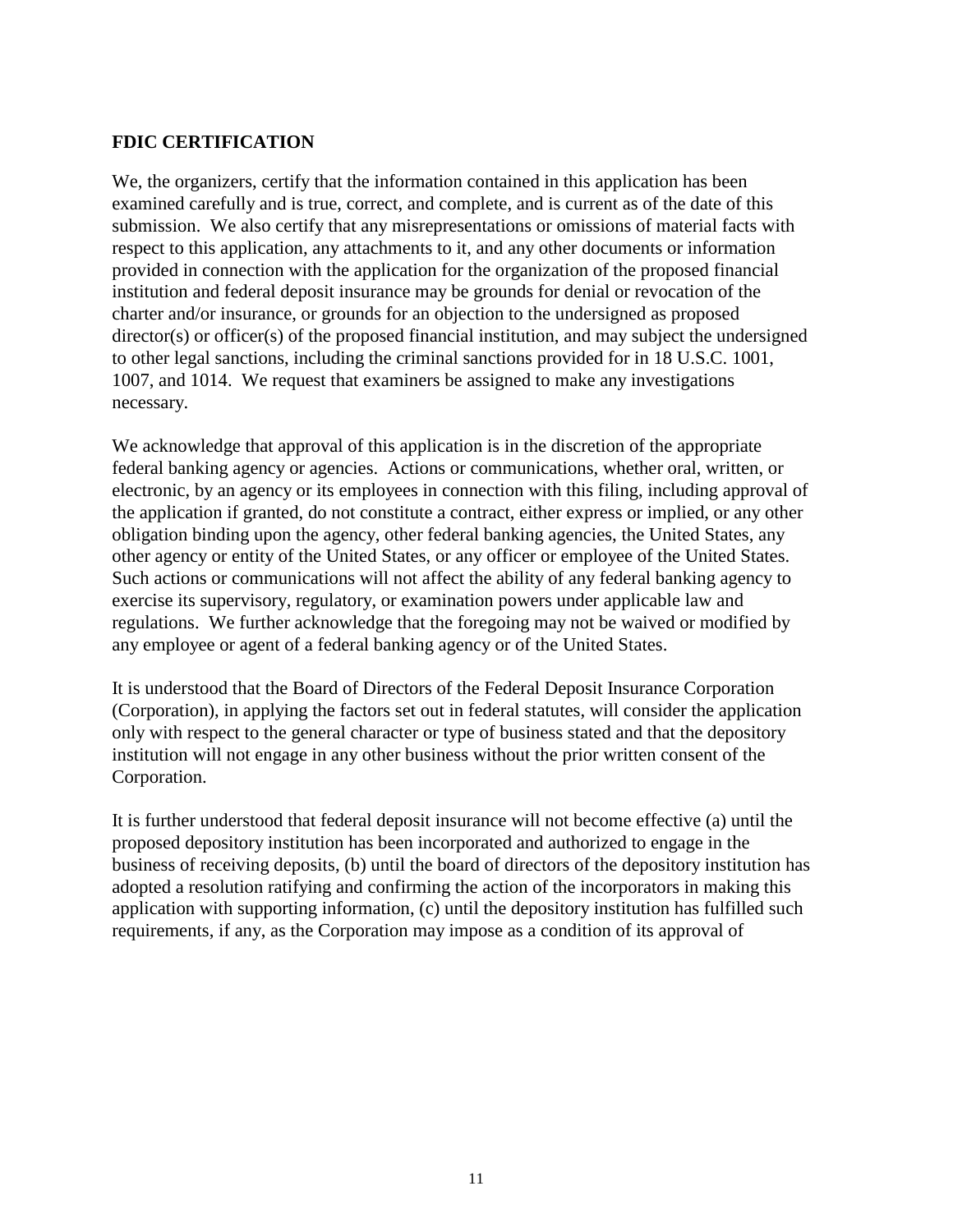## FDIC CERTIFICATION

We, the organizers, certify that the information contained in this application has been examined carefully and is true, correct, and complete, and is current as of the date of this submission. We also certify that any misrepresentations or omissions of material facts with respect to this application, any attachments to it, and any other documents or information provided in connection with the application for the organization of the proposed financial institution and federal deposit insurance may be grounds for denial or revocation of the charter and/or insurance, or grounds for an objection to the undersigned as proposed director(s) or officer(s) of the proposed financial institution, and may subject the undersigned to other legal sanctions, including the criminal sanctions provided for in 18 U.S.C. 1001, 1007, and 1014. We request that examiners be assigned to make any investigations necessary.

We acknowledge that approval of this application is in the discretion of the appropriate federal banking agency or agencies. Actions or communications, whether oral, written, or electronic, by an agency or its employees in connection with this filing, including approval of the application if granted, do not constitute a contract, either express or implied, or any other obligation binding upon the agency, other federal banking agencies, the United States, any other agency or entity of the United States, or any officer or employee of the United States. Such actions or communications will not affect the ability of any federal banking agency to exercise its supervisory, regulatory, or examination powers under applicable law and regulations. We further acknowledge that the foregoing may not be waived or modified by any employee or agent of a federal banking agency or of the United States.

It is understood that the Board of Directors of the Federal Deposit Insurance Corporation (Corporation), in applying the factors set out in federal statutes, will consider the application only with respect to the general character or type of business stated and that the depository institution will not engage in any other business without the prior written consent of the Corporation.

It is further understood that federal deposit insurance will not become effective (a) until the proposed depository institution has been incorporated and authorized to engage in the business of receiving deposits, (b) until the board of directors of the depository institution has adopted a resolution ratifying and confirming the action of the incorporators in making this application with supporting information, (c) until the depository institution has fulfilled such requirements, if any, as the Corporation may impose as a condition of its approval of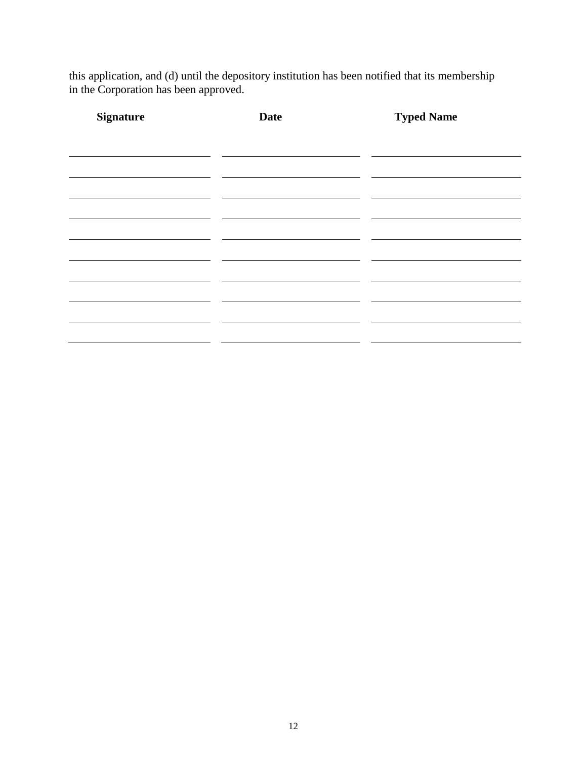this application, and (d) until the depository institution has been notified that its membership in the Corporation has been approved.

| Signature | Date | Typed Name |
| --- | --- | --- |
| | | |
| | | |
| | | |
| | | |
| | | |
| | | |
| | | |
| | | |
| | | |
| | | |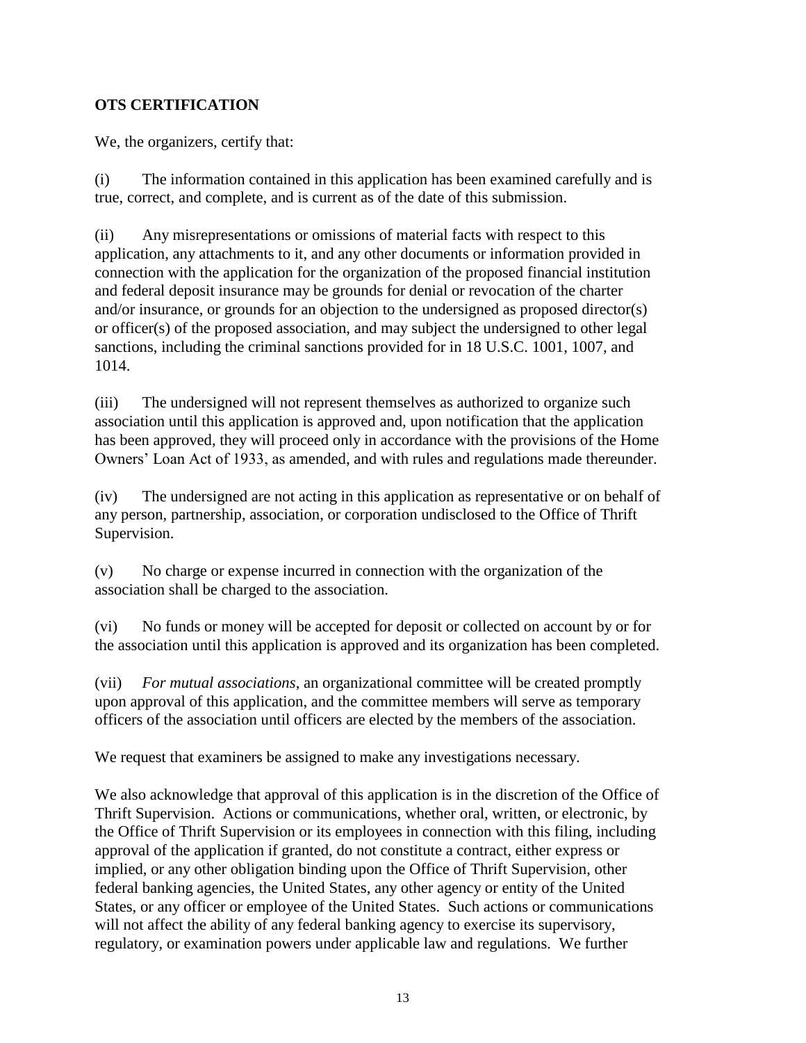**OTS CERTIFICATION**

We, the organizers, certify that:

(i) The information contained in this application has been examined carefully and is true, correct, and complete, and is current as of the date of this submission.

(ii) Any misrepresentations or omissions of material facts with respect to this application, any attachments to it, and any other documents or information provided in connection with the application for the organization of the proposed financial institution and federal deposit insurance may be grounds for denial or revocation of the charter and/or insurance, or grounds for an objection to the undersigned as proposed director(s) or officer(s) of the proposed association, and may subject the undersigned to other legal sanctions, including the criminal sanctions provided for in 18 U.S.C. 1001, 1007, and 1014.

(iii) The undersigned will not represent themselves as authorized to organize such association until this application is approved and, upon notification that the application has been approved, they will proceed only in accordance with the provisions of the Home Owners' Loan Act of 1933, as amended, and with rules and regulations made thereunder.

(iv) The undersigned are not acting in this application as representative or on behalf of any person, partnership, association, or corporation undisclosed to the Office of Thrift Supervision.

(v) No charge or expense incurred in connection with the organization of the association shall be charged to the association.

(vi) No funds or money will be accepted for deposit or collected on account by or for the association until this application is approved and its organization has been completed.

(vii) *For mutual associations*, an organizational committee will be created promptly upon approval of this application, and the committee members will serve as temporary officers of the association until officers are elected by the members of the association.

We request that examiners be assigned to make any investigations necessary.

We also acknowledge that approval of this application is in the discretion of the Office of Thrift Supervision. Actions or communications, whether oral, written, or electronic, by the Office of Thrift Supervision or its employees in connection with this filing, including approval of the application if granted, do not constitute a contract, either express or implied, or any other obligation binding upon the Office of Thrift Supervision, other federal banking agencies, the United States, any other agency or entity of the United States, or any officer or employee of the United States. Such actions or communications will not affect the ability of any federal banking agency to exercise its supervisory, regulatory, or examination powers under applicable law and regulations. We further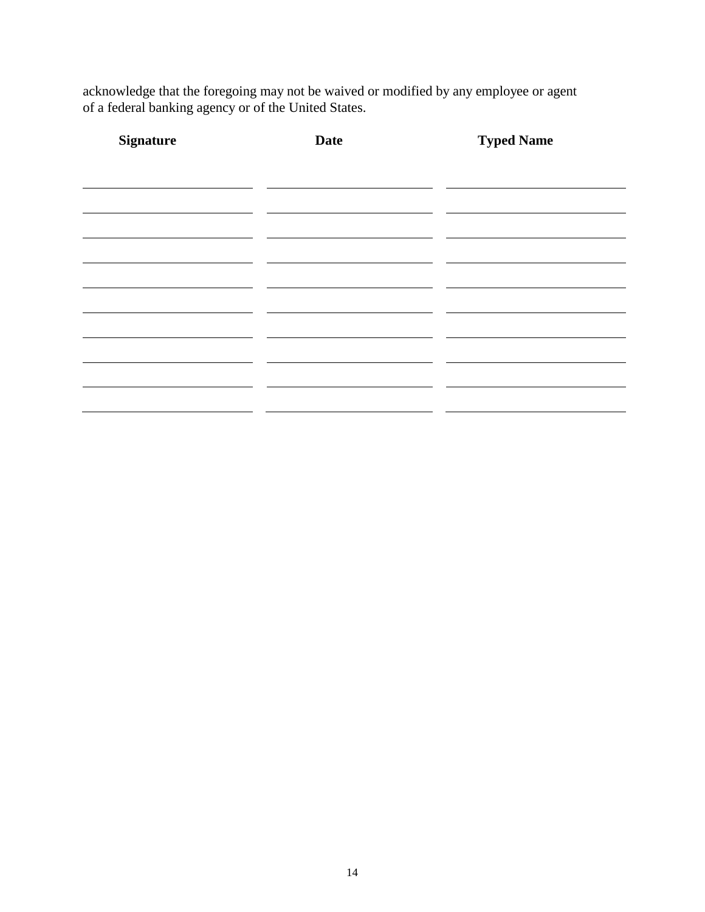acknowledge that the foregoing may not be waived or modified by any employee or agent of a federal banking agency or of the United States.

| **Signature** | **Date** | **Typed Name** |
| --- | --- | --- |
| | | |
| | | |
| | | |
| | | |
| | | |
| | | |
| | | |
| | | |
| | | |
| | | |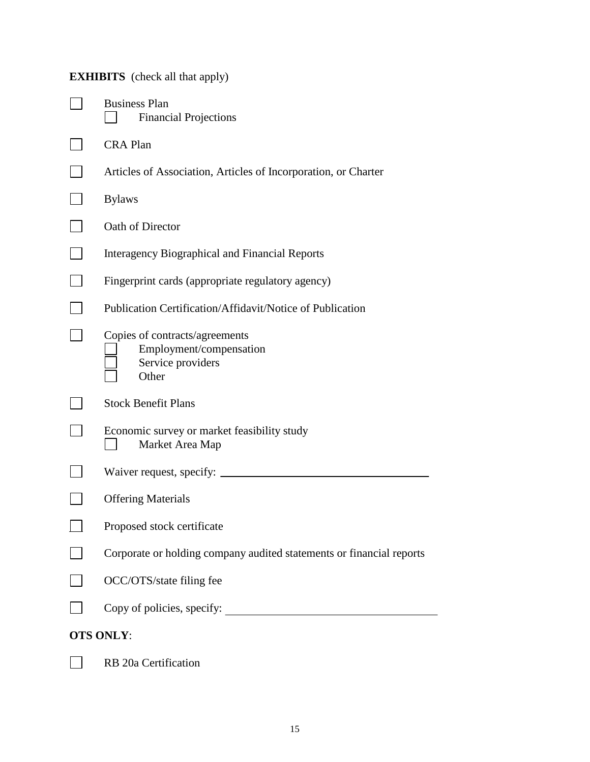**EXHIBITS** (check all that apply)

- ☐ Business Plan
  - ☐ Financial Projections
- ☐ CRA Plan
- ☐ Articles of Association, Articles of Incorporation, or Charter
- ☐ Bylaws
- ☐ Oath of Director
- ☐ Interagency Biographical and Financial Reports
- ☐ Fingerprint cards (appropriate regulatory agency)
- ☐ Publication Certification/Affidavit/Notice of Publication
- ☐ Copies of contracts/agreements
  - ☐ Employment/compensation
  - ☐ Service providers
  - ☐ Other
- ☐ Stock Benefit Plans
- ☐ Economic survey or market feasibility study
  - ☐ Market Area Map
- ☐ Waiver request, specify: ____________________
- ☐ Offering Materials
- ☐ Proposed stock certificate
- ☐ Corporate or holding company audited statements or financial reports
- ☐ OCC/OTS/state filing fee
- ☐ Copy of policies, specify: ____________________

**OTS ONLY**:

- ☐ RB 20a Certification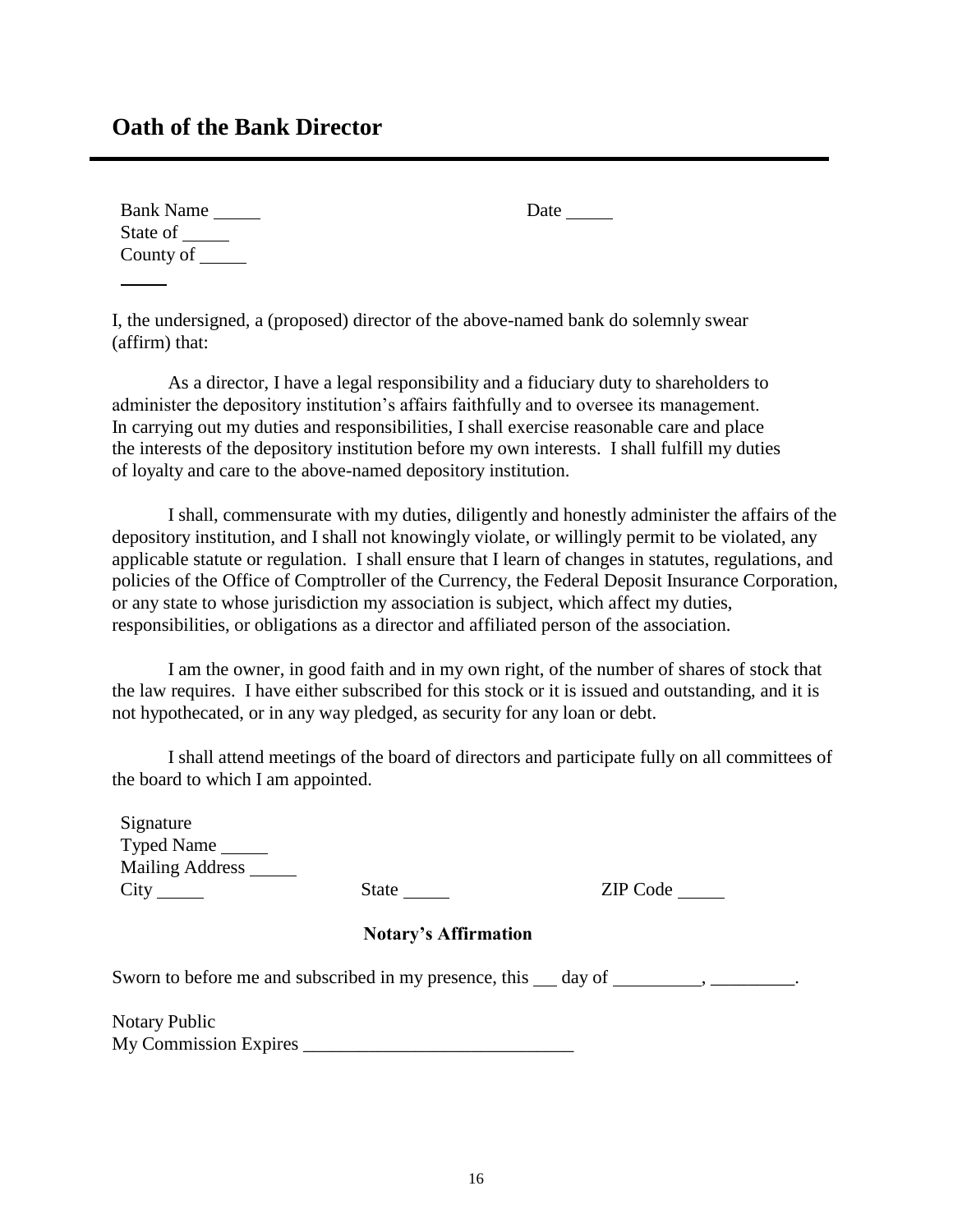# Oath of the Bank Director

Bank Name _____                                                    Date _____
State of _____
County of _____
_____

I, the undersigned, a (proposed) director of the above-named bank do solemnly swear (affirm) that:

As a director, I have a legal responsibility and a fiduciary duty to shareholders to administer the depository institution's affairs faithfully and to oversee its management. In carrying out my duties and responsibilities, I shall exercise reasonable care and place the interests of the depository institution before my own interests. I shall fulfill my duties of loyalty and care to the above-named depository institution.

I shall, commensurate with my duties, diligently and honestly administer the affairs of the depository institution, and I shall not knowingly violate, or willingly permit to be violated, any applicable statute or regulation. I shall ensure that I learn of changes in statutes, regulations, and policies of the Office of Comptroller of the Currency, the Federal Deposit Insurance Corporation, or any state to whose jurisdiction my association is subject, which affect my duties, responsibilities, or obligations as a director and affiliated person of the association.

I am the owner, in good faith and in my own right, of the number of shares of stock that the law requires. I have either subscribed for this stock or it is issued and outstanding, and it is not hypothecated, or in any way pledged, as security for any loan or debt.

I shall attend meetings of the board of directors and participate fully on all committees of the board to which I am appointed.

Signature
Typed Name _____
Mailing Address _____
City _____                    State _____                    ZIP Code _____

**Notary's Affirmation**

Sworn to before me and subscribed in my presence, this ___ day of _________, _________.

Notary Public
My Commission Expires _____________________________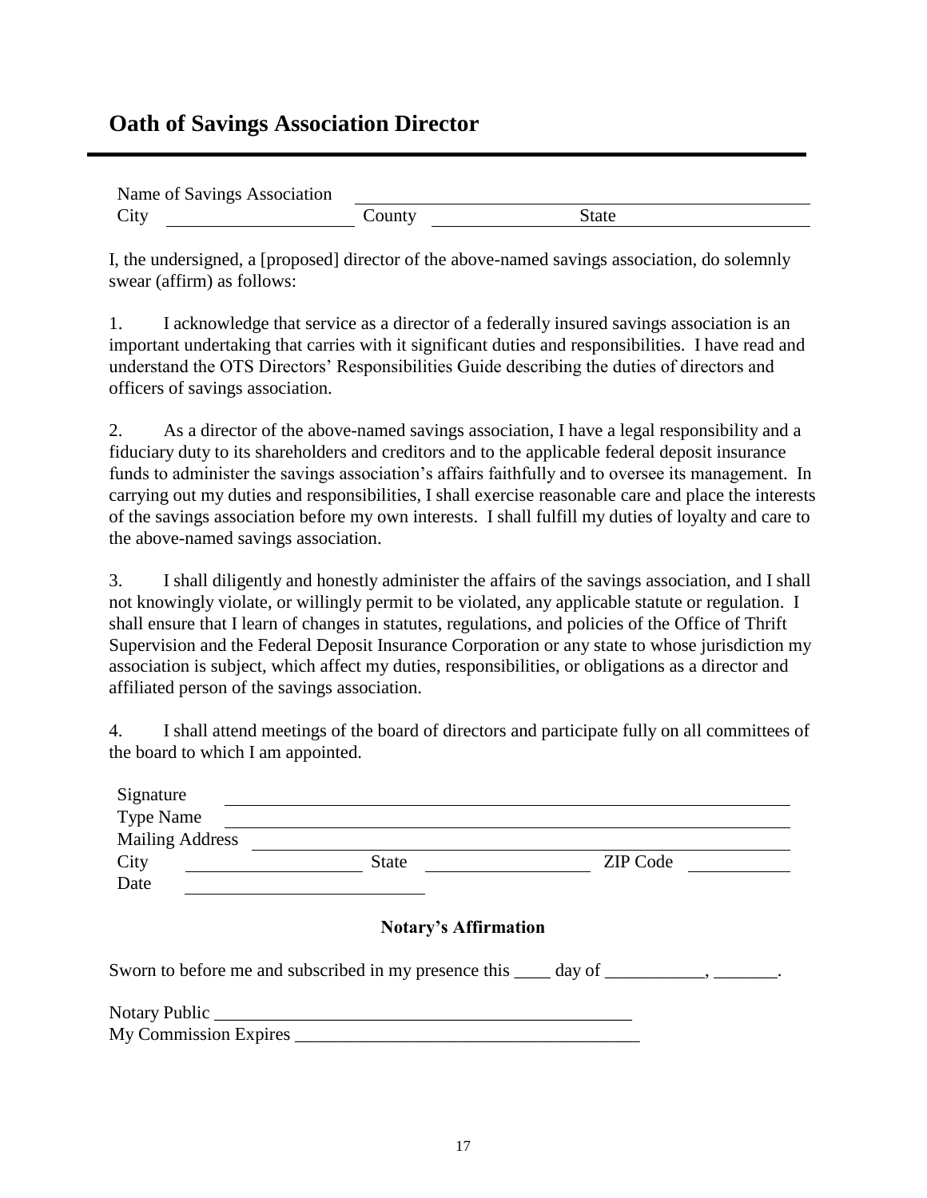## Oath of Savings Association Director

---

Name of Savings Association ______________________________

City ____________________ County ____________________ State ____________________

I, the undersigned, a [proposed] director of the above-named savings association, do solemnly swear (affirm) as follows:

1. I acknowledge that service as a director of a federally insured savings association is an important undertaking that carries with it significant duties and responsibilities. I have read and understand the OTS Directors' Responsibilities Guide describing the duties of directors and officers of savings association.

2. As a director of the above-named savings association, I have a legal responsibility and a fiduciary duty to its shareholders and creditors and to the applicable federal deposit insurance funds to administer the savings association's affairs faithfully and to oversee its management. In carrying out my duties and responsibilities, I shall exercise reasonable care and place the interests of the savings association before my own interests. I shall fulfill my duties of loyalty and care to the above-named savings association.

3. I shall diligently and honestly administer the affairs of the savings association, and I shall not knowingly violate, or willingly permit to be violated, any applicable statute or regulation. I shall ensure that I learn of changes in statutes, regulations, and policies of the Office of Thrift Supervision and the Federal Deposit Insurance Corporation or any state to whose jurisdiction my association is subject, which affect my duties, responsibilities, or obligations as a director and affiliated person of the savings association.

4. I shall attend meetings of the board of directors and participate fully on all committees of the board to which I am appointed.

Signature ______________________________

Type Name ______________________________

Mailing Address ______________________________

City ____________________ State ____________________ ZIP Code ____________

Date ____________________

**Notary's Affirmation**

Sworn to before me and subscribed in my presence this ____ day of ___________, _______.

Notary Public ________________________________________________

My Commission Expires ______________________________________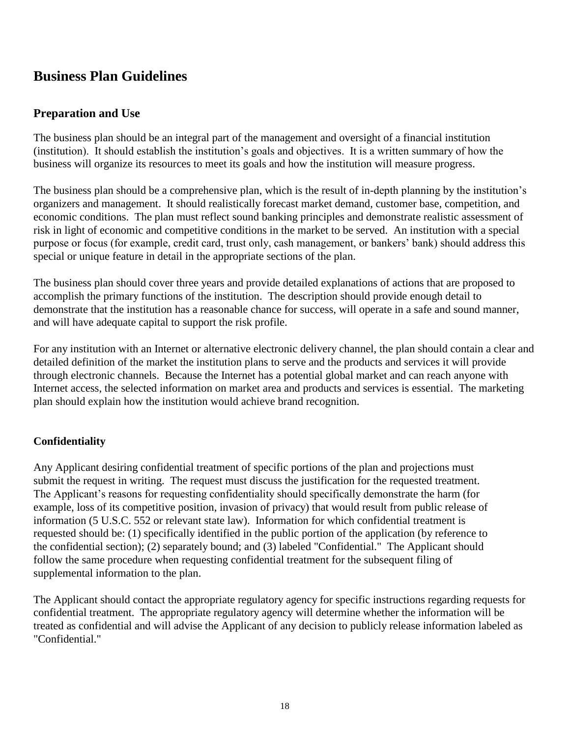# Business Plan Guidelines

## Preparation and Use

The business plan should be an integral part of the management and oversight of a financial institution (institution). It should establish the institution's goals and objectives. It is a written summary of how the business will organize its resources to meet its goals and how the institution will measure progress.

The business plan should be a comprehensive plan, which is the result of in-depth planning by the institution's organizers and management. It should realistically forecast market demand, customer base, competition, and economic conditions. The plan must reflect sound banking principles and demonstrate realistic assessment of risk in light of economic and competitive conditions in the market to be served. An institution with a special purpose or focus (for example, credit card, trust only, cash management, or bankers' bank) should address this special or unique feature in detail in the appropriate sections of the plan.

The business plan should cover three years and provide detailed explanations of actions that are proposed to accomplish the primary functions of the institution. The description should provide enough detail to demonstrate that the institution has a reasonable chance for success, will operate in a safe and sound manner, and will have adequate capital to support the risk profile.

For any institution with an Internet or alternative electronic delivery channel, the plan should contain a clear and detailed definition of the market the institution plans to serve and the products and services it will provide through electronic channels. Because the Internet has a potential global market and can reach anyone with Internet access, the selected information on market area and products and services is essential. The marketing plan should explain how the institution would achieve brand recognition.

### Confidentiality

Any Applicant desiring confidential treatment of specific portions of the plan and projections must submit the request in writing. The request must discuss the justification for the requested treatment. The Applicant's reasons for requesting confidentiality should specifically demonstrate the harm (for example, loss of its competitive position, invasion of privacy) that would result from public release of information (5 U.S.C. 552 or relevant state law). Information for which confidential treatment is requested should be: (1) specifically identified in the public portion of the application (by reference to the confidential section); (2) separately bound; and (3) labeled "Confidential." The Applicant should follow the same procedure when requesting confidential treatment for the subsequent filing of supplemental information to the plan.

The Applicant should contact the appropriate regulatory agency for specific instructions regarding requests for confidential treatment. The appropriate regulatory agency will determine whether the information will be treated as confidential and will advise the Applicant of any decision to publicly release information labeled as "Confidential."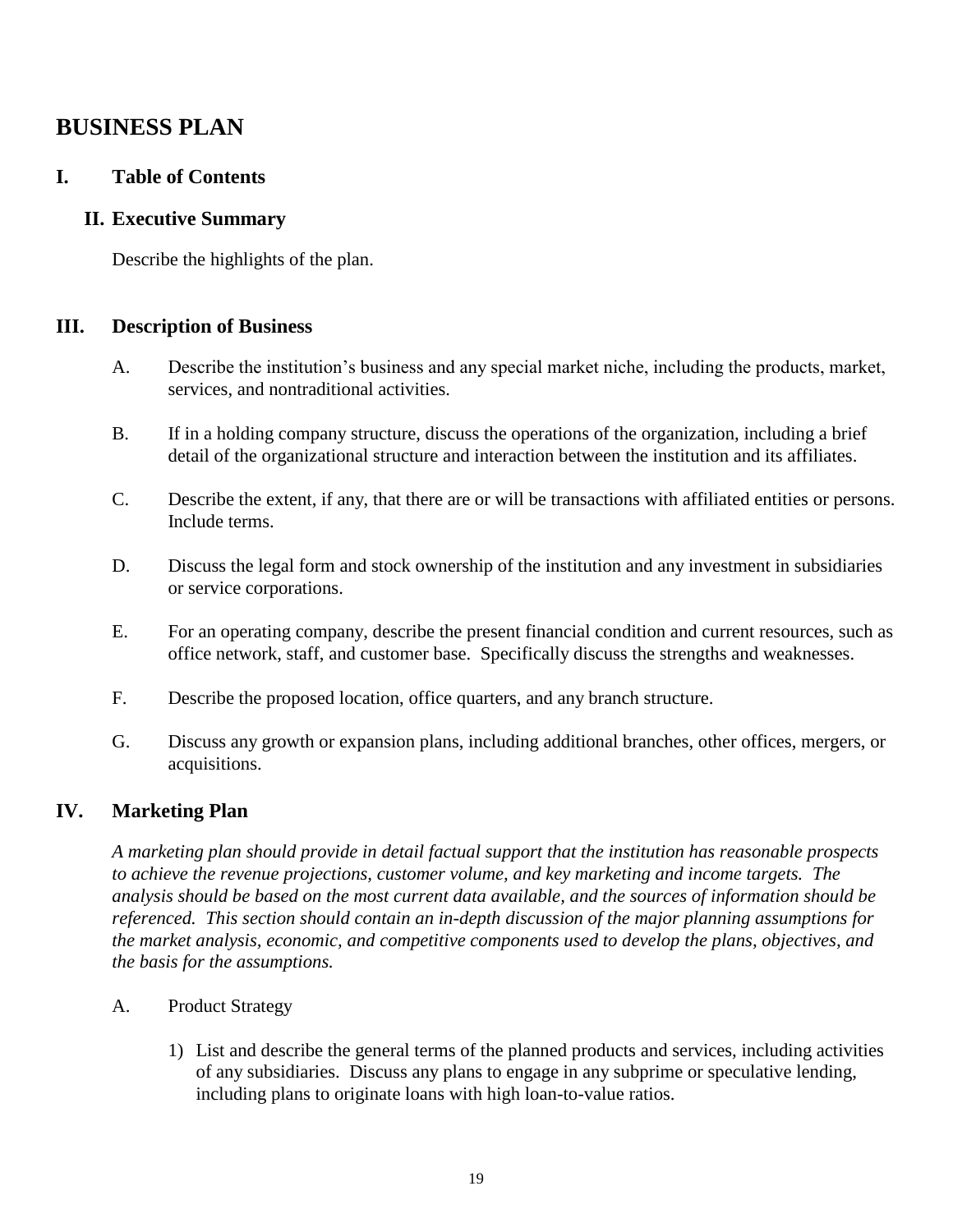# BUSINESS PLAN

## I. Table of Contents

## II. Executive Summary

Describe the highlights of the plan.

## III. Description of Business

A. Describe the institution's business and any special market niche, including the products, market, services, and nontraditional activities.

B. If in a holding company structure, discuss the operations of the organization, including a brief detail of the organizational structure and interaction between the institution and its affiliates.

C. Describe the extent, if any, that there are or will be transactions with affiliated entities or persons. Include terms.

D. Discuss the legal form and stock ownership of the institution and any investment in subsidiaries or service corporations.

E. For an operating company, describe the present financial condition and current resources, such as office network, staff, and customer base. Specifically discuss the strengths and weaknesses.

F. Describe the proposed location, office quarters, and any branch structure.

G. Discuss any growth or expansion plans, including additional branches, other offices, mergers, or acquisitions.

## IV. Marketing Plan

*A marketing plan should provide in detail factual support that the institution has reasonable prospects to achieve the revenue projections, customer volume, and key marketing and income targets. The analysis should be based on the most current data available, and the sources of information should be referenced. This section should contain an in-depth discussion of the major planning assumptions for the market analysis, economic, and competitive components used to develop the plans, objectives, and the basis for the assumptions.*

A. Product Strategy

1) List and describe the general terms of the planned products and services, including activities of any subsidiaries. Discuss any plans to engage in any subprime or speculative lending, including plans to originate loans with high loan-to-value ratios.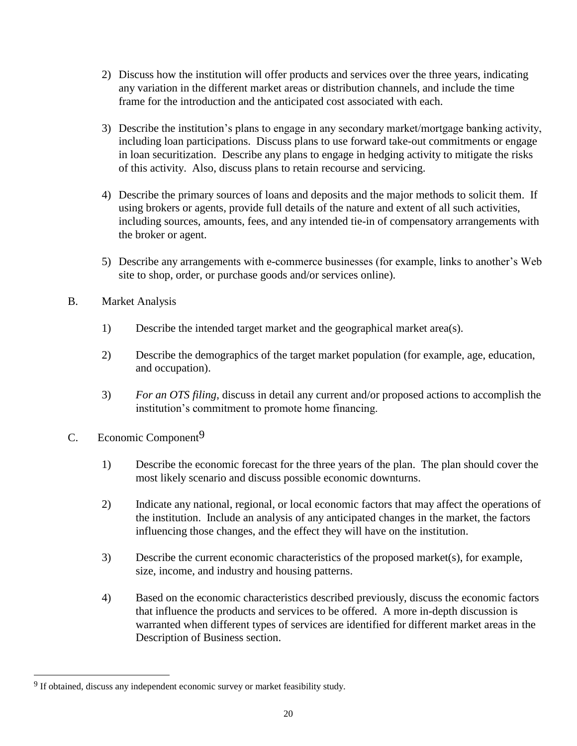2) Discuss how the institution will offer products and services over the three years, indicating any variation in the different market areas or distribution channels, and include the time frame for the introduction and the anticipated cost associated with each.

3) Describe the institution's plans to engage in any secondary market/mortgage banking activity, including loan participations. Discuss plans to use forward take-out commitments or engage in loan securitization. Describe any plans to engage in hedging activity to mitigate the risks of this activity. Also, discuss plans to retain recourse and servicing.

4) Describe the primary sources of loans and deposits and the major methods to solicit them. If using brokers or agents, provide full details of the nature and extent of all such activities, including sources, amounts, fees, and any intended tie-in of compensatory arrangements with the broker or agent.

5) Describe any arrangements with e-commerce businesses (for example, links to another's Web site to shop, order, or purchase goods and/or services online).

B. Market Analysis

1) Describe the intended target market and the geographical market area(s).

2) Describe the demographics of the target market population (for example, age, education, and occupation).

3) *For an OTS filing*, discuss in detail any current and/or proposed actions to accomplish the institution's commitment to promote home financing.

C. Economic Component[9]

1) Describe the economic forecast for the three years of the plan. The plan should cover the most likely scenario and discuss possible economic downturns.

2) Indicate any national, regional, or local economic factors that may affect the operations of the institution. Include an analysis of any anticipated changes in the market, the factors influencing those changes, and the effect they will have on the institution.

3) Describe the current economic characteristics of the proposed market(s), for example, size, income, and industry and housing patterns.

4) Based on the economic characteristics described previously, discuss the economic factors that influence the products and services to be offered. A more in-depth discussion is warranted when different types of services are identified for different market areas in the Description of Business section.

---

[9] If obtained, discuss any independent economic survey or market feasibility study.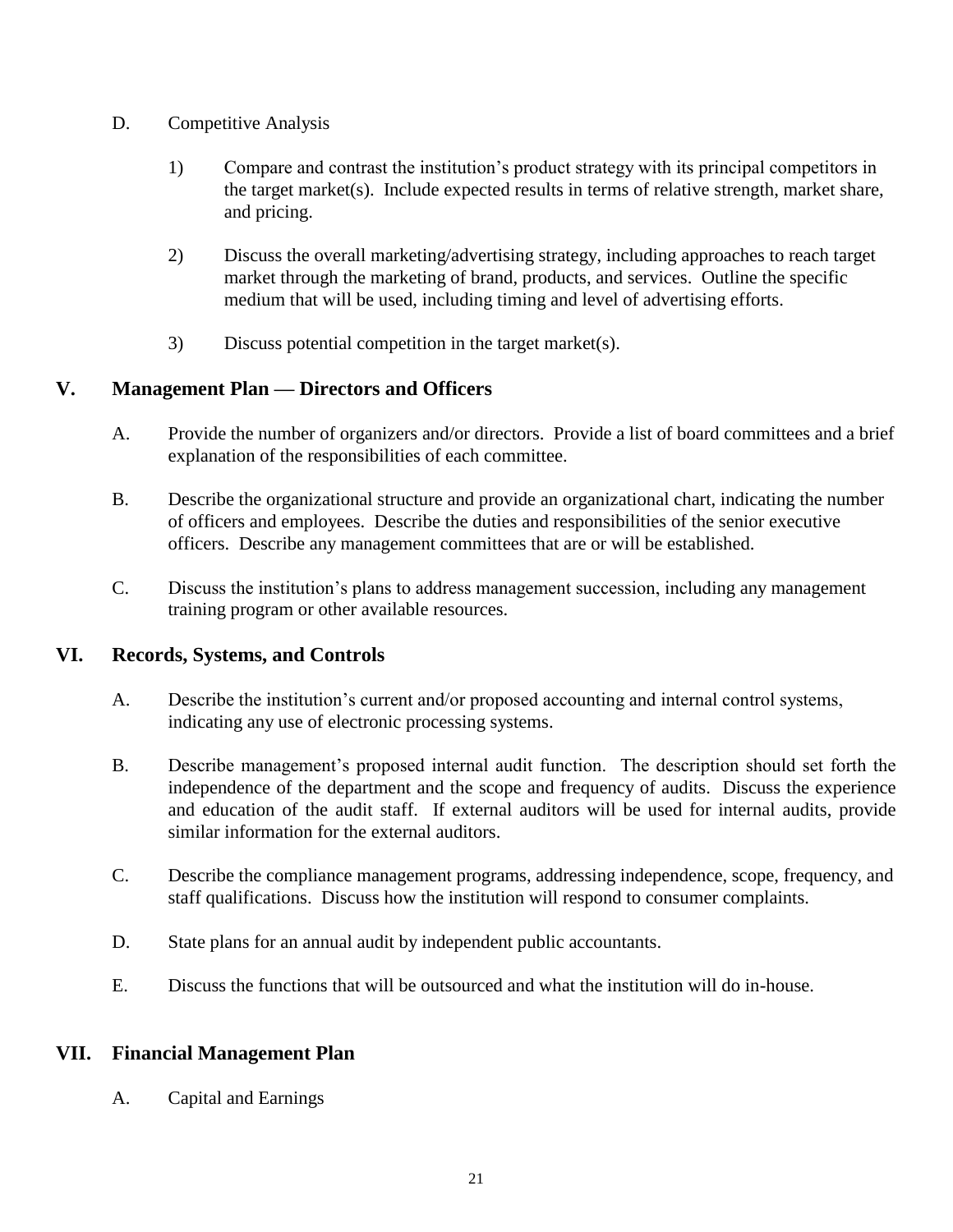D. Competitive Analysis

1) Compare and contrast the institution's product strategy with its principal competitors in the target market(s). Include expected results in terms of relative strength, market share, and pricing.

2) Discuss the overall marketing/advertising strategy, including approaches to reach target market through the marketing of brand, products, and services. Outline the specific medium that will be used, including timing and level of advertising efforts.

3) Discuss potential competition in the target market(s).

## V. Management Plan — Directors and Officers

A. Provide the number of organizers and/or directors. Provide a list of board committees and a brief explanation of the responsibilities of each committee.

B. Describe the organizational structure and provide an organizational chart, indicating the number of officers and employees. Describe the duties and responsibilities of the senior executive officers. Describe any management committees that are or will be established.

C. Discuss the institution's plans to address management succession, including any management training program or other available resources.

## VI. Records, Systems, and Controls

A. Describe the institution's current and/or proposed accounting and internal control systems, indicating any use of electronic processing systems.

B. Describe management's proposed internal audit function. The description should set forth the independence of the department and the scope and frequency of audits. Discuss the experience and education of the audit staff. If external auditors will be used for internal audits, provide similar information for the external auditors.

C. Describe the compliance management programs, addressing independence, scope, frequency, and staff qualifications. Discuss how the institution will respond to consumer complaints.

D. State plans for an annual audit by independent public accountants.

E. Discuss the functions that will be outsourced and what the institution will do in-house.

## VII. Financial Management Plan

A. Capital and Earnings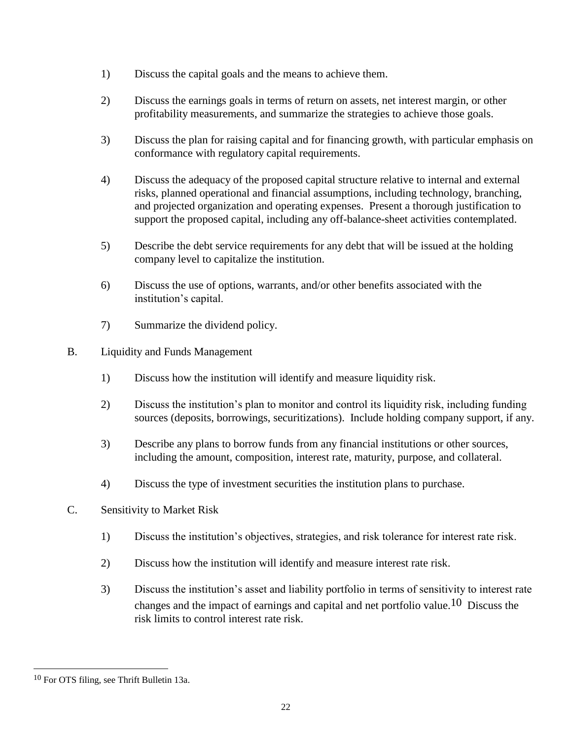1) Discuss the capital goals and the means to achieve them.

2) Discuss the earnings goals in terms of return on assets, net interest margin, or other profitability measurements, and summarize the strategies to achieve those goals.

3) Discuss the plan for raising capital and for financing growth, with particular emphasis on conformance with regulatory capital requirements.

4) Discuss the adequacy of the proposed capital structure relative to internal and external risks, planned operational and financial assumptions, including technology, branching, and projected organization and operating expenses. Present a thorough justification to support the proposed capital, including any off-balance-sheet activities contemplated.

5) Describe the debt service requirements for any debt that will be issued at the holding company level to capitalize the institution.

6) Discuss the use of options, warrants, and/or other benefits associated with the institution's capital.

7) Summarize the dividend policy.

B. Liquidity and Funds Management

1) Discuss how the institution will identify and measure liquidity risk.

2) Discuss the institution's plan to monitor and control its liquidity risk, including funding sources (deposits, borrowings, securitizations). Include holding company support, if any.

3) Describe any plans to borrow funds from any financial institutions or other sources, including the amount, composition, interest rate, maturity, purpose, and collateral.

4) Discuss the type of investment securities the institution plans to purchase.

C. Sensitivity to Market Risk

1) Discuss the institution's objectives, strategies, and risk tolerance for interest rate risk.

2) Discuss how the institution will identify and measure interest rate risk.

3) Discuss the institution's asset and liability portfolio in terms of sensitivity to interest rate changes and the impact of earnings and capital and net portfolio value.[10] Discuss the risk limits to control interest rate risk.

---

[10] For OTS filing, see Thrift Bulletin 13a.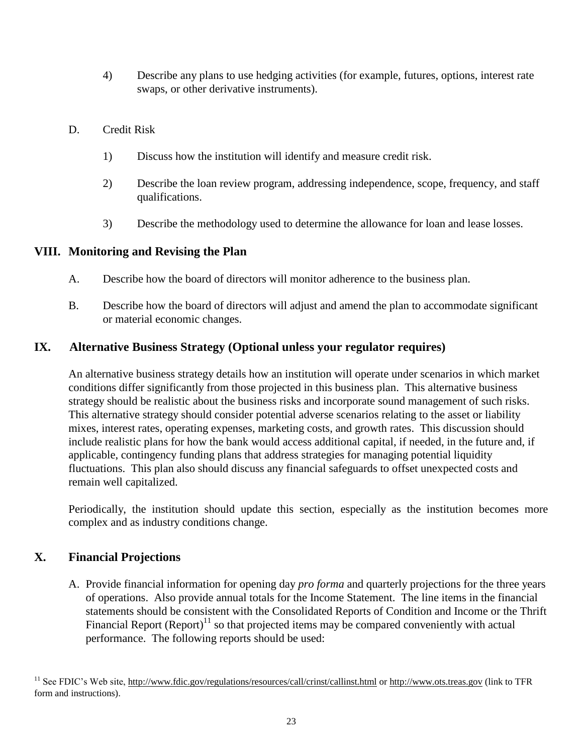4) Describe any plans to use hedging activities (for example, futures, options, interest rate swaps, or other derivative instruments).

D. Credit Risk

1) Discuss how the institution will identify and measure credit risk.

2) Describe the loan review program, addressing independence, scope, frequency, and staff qualifications.

3) Describe the methodology used to determine the allowance for loan and lease losses.

## VIII. Monitoring and Revising the Plan

A. Describe how the board of directors will monitor adherence to the business plan.

B. Describe how the board of directors will adjust and amend the plan to accommodate significant or material economic changes.

## IX. Alternative Business Strategy (Optional unless your regulator requires)

An alternative business strategy details how an institution will operate under scenarios in which market conditions differ significantly from those projected in this business plan. This alternative business strategy should be realistic about the business risks and incorporate sound management of such risks. This alternative strategy should consider potential adverse scenarios relating to the asset or liability mixes, interest rates, operating expenses, marketing costs, and growth rates. This discussion should include realistic plans for how the bank would access additional capital, if needed, in the future and, if applicable, contingency funding plans that address strategies for managing potential liquidity fluctuations. This plan also should discuss any financial safeguards to offset unexpected costs and remain well capitalized.

Periodically, the institution should update this section, especially as the institution becomes more complex and as industry conditions change.

## X. Financial Projections

A. Provide financial information for opening day *pro forma* and quarterly projections for the three years of operations. Also provide annual totals for the Income Statement. The line items in the financial statements should be consistent with the Consolidated Reports of Condition and Income or the Thrift Financial Report (Report)[11] so that projected items may be compared conveniently with actual performance. The following reports should be used:

[11] See FDIC's Web site, http://www.fdic.gov/regulations/resources/call/crinst/callinst.html or http://www.ots.treas.gov (link to TFR form and instructions).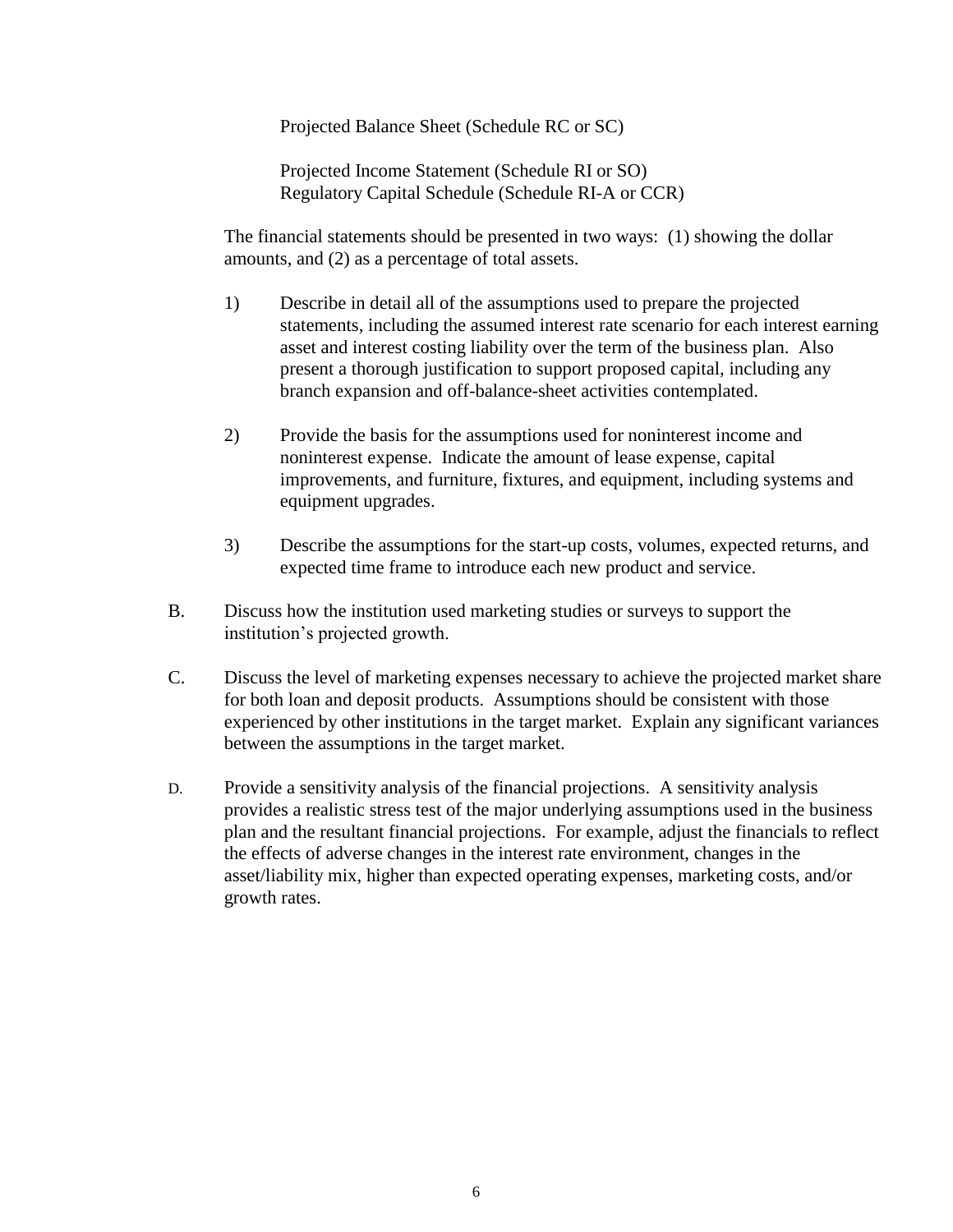Projected Balance Sheet (Schedule RC or SC)

Projected Income Statement (Schedule RI or SO)
Regulatory Capital Schedule (Schedule RI-A or CCR)

The financial statements should be presented in two ways: (1) showing the dollar amounts, and (2) as a percentage of total assets.

1) Describe in detail all of the assumptions used to prepare the projected statements, including the assumed interest rate scenario for each interest earning asset and interest costing liability over the term of the business plan. Also present a thorough justification to support proposed capital, including any branch expansion and off-balance-sheet activities contemplated.

2) Provide the basis for the assumptions used for noninterest income and noninterest expense. Indicate the amount of lease expense, capital improvements, and furniture, fixtures, and equipment, including systems and equipment upgrades.

3) Describe the assumptions for the start-up costs, volumes, expected returns, and expected time frame to introduce each new product and service.

B. Discuss how the institution used marketing studies or surveys to support the institution's projected growth.

C. Discuss the level of marketing expenses necessary to achieve the projected market share for both loan and deposit products. Assumptions should be consistent with those experienced by other institutions in the target market. Explain any significant variances between the assumptions in the target market.

D. Provide a sensitivity analysis of the financial projections. A sensitivity analysis provides a realistic stress test of the major underlying assumptions used in the business plan and the resultant financial projections. For example, adjust the financials to reflect the effects of adverse changes in the interest rate environment, changes in the asset/liability mix, higher than expected operating expenses, marketing costs, and/or growth rates.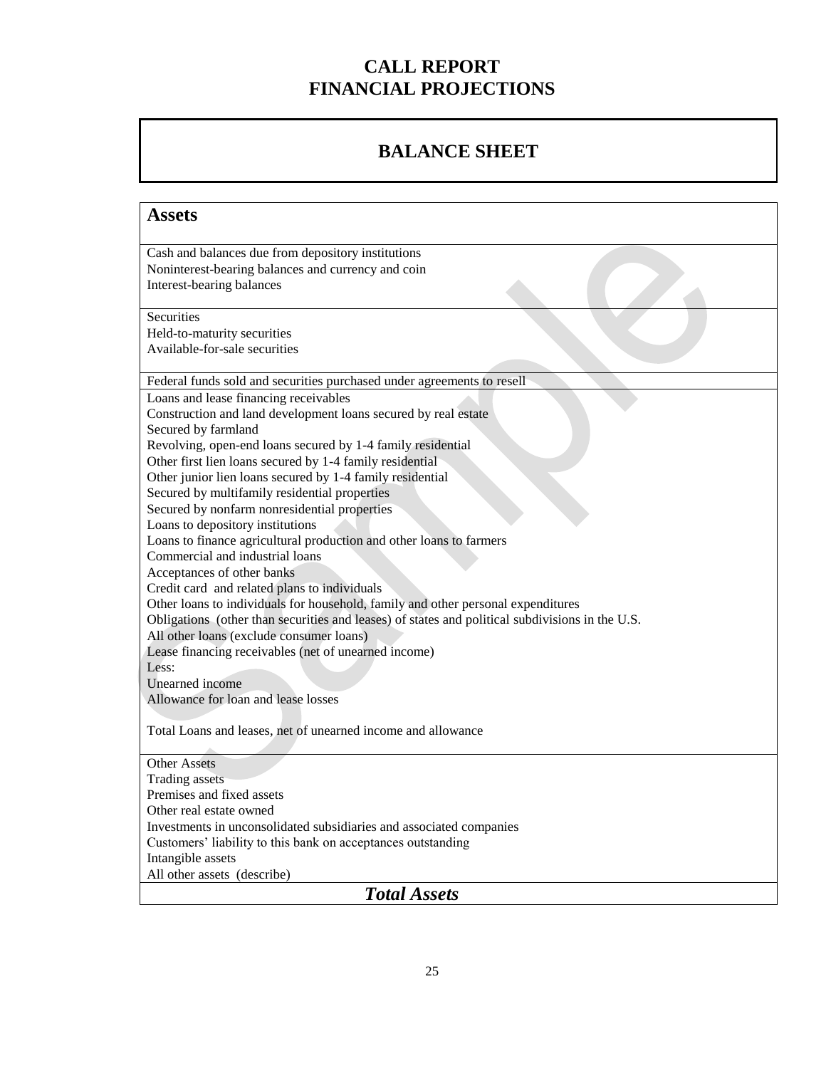# CALL REPORT
# FINANCIAL PROJECTIONS

## BALANCE SHEET

| **Assets** |
|---|
| Cash and balances due from depository institutions<br>Noninterest-bearing balances and currency and coin<br>Interest-bearing balances |
| Securities<br>Held-to-maturity securities<br>Available-for-sale securities |
| Federal funds sold and securities purchased under agreements to resell |
| Loans and lease financing receivables<br>Construction and land development loans secured by real estate<br>Secured by farmland<br>Revolving, open-end loans secured by 1-4 family residential<br>Other first lien loans secured by 1-4 family residential<br>Other junior lien loans secured by 1-4 family residential<br>Secured by multifamily residential properties<br>Secured by nonfarm nonresidential properties<br>Loans to depository institutions<br>Loans to finance agricultural production and other loans to farmers<br>Commercial and industrial loans<br>Acceptances of other banks<br>Credit card and related plans to individuals<br>Other loans to individuals for household, family and other personal expenditures<br>Obligations (other than securities and leases) of states and political subdivisions in the U.S.<br>All other loans (exclude consumer loans)<br>Lease financing receivables (net of unearned income)<br>Less:<br>Unearned income<br>Allowance for loan and lease losses<br><br>Total Loans and leases, net of unearned income and allowance |
| Other Assets<br>Trading assets<br>Premises and fixed assets<br>Other real estate owned<br>Investments in unconsolidated subsidiaries and associated companies<br>Customers' liability to this bank on acceptances outstanding<br>Intangible assets<br>All other assets (describe) |
| ***Total Assets*** |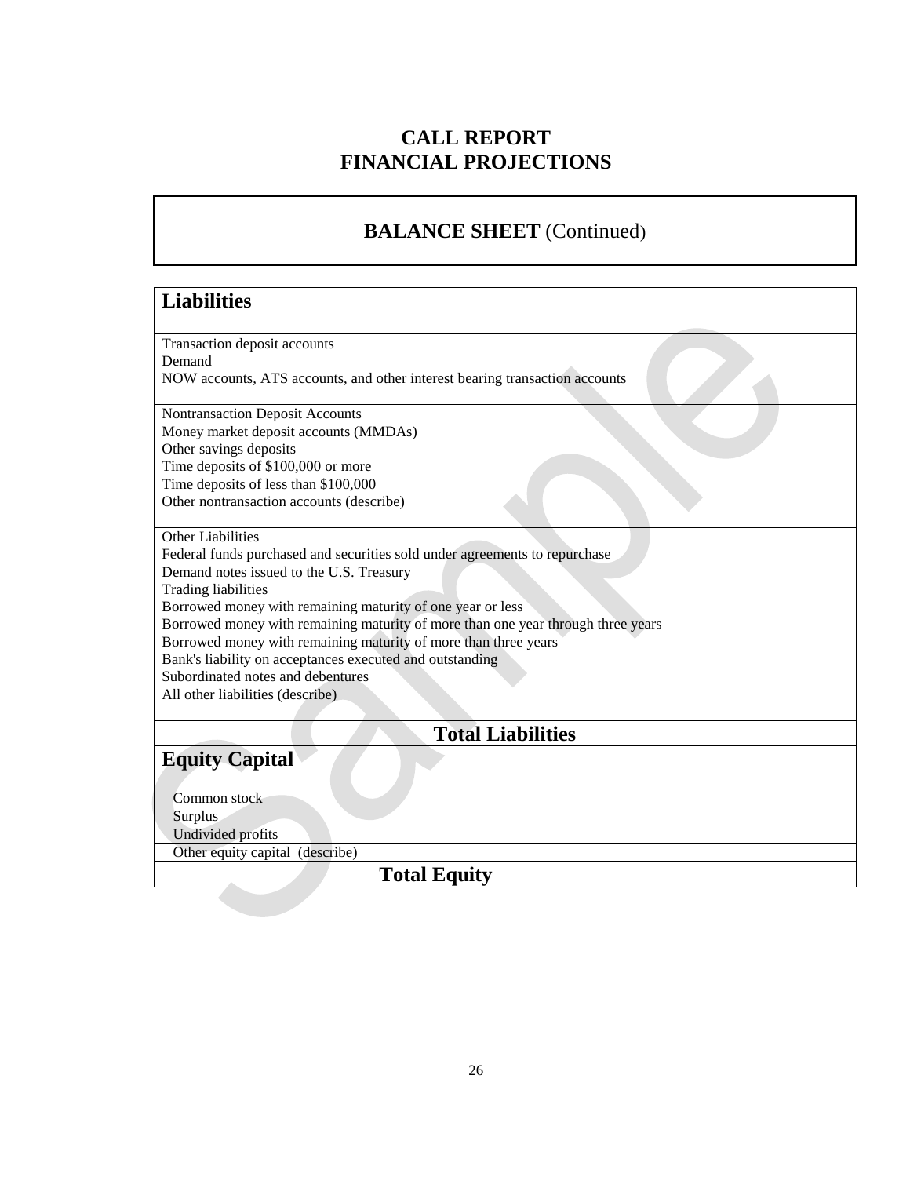# CALL REPORT
# FINANCIAL PROJECTIONS

## BALANCE SHEET (Continued)

| **Liabilities** |
|---|
| Transaction deposit accounts<br>Demand<br>NOW accounts, ATS accounts, and other interest bearing transaction accounts |
| Nontransaction Deposit Accounts<br>Money market deposit accounts (MMDAs)<br>Other savings deposits<br>Time deposits of $100,000 or more<br>Time deposits of less than $100,000<br>Other nontransaction accounts (describe) |
| Other Liabilities<br>Federal funds purchased and securities sold under agreements to repurchase<br>Demand notes issued to the U.S. Treasury<br>Trading liabilities<br>Borrowed money with remaining maturity of one year or less<br>Borrowed money with remaining maturity of more than one year through three years<br>Borrowed money with remaining maturity of more than three years<br>Bank's liability on acceptances executed and outstanding<br>Subordinated notes and debentures<br>All other liabilities (describe) |
| **Total Liabilities** |
| **Equity Capital** |
| Common stock |
| Surplus |
| Undivided profits |
| Other equity capital (describe) |
| **Total Equity** |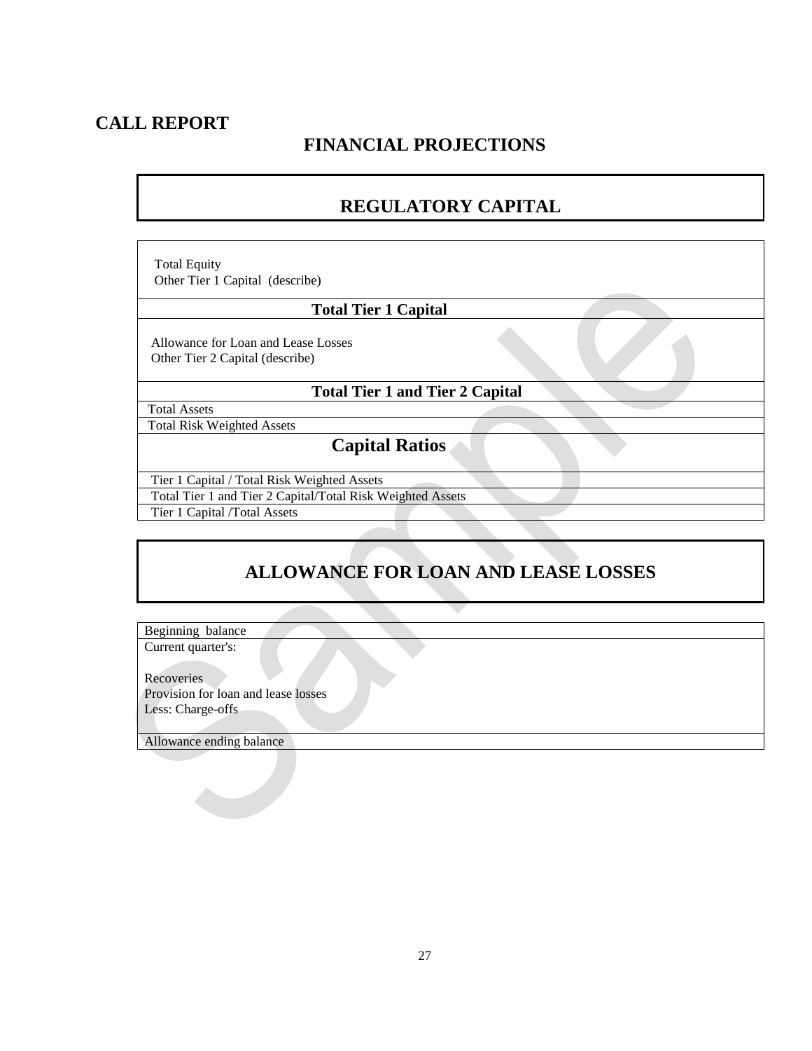# CALL REPORT

## FINANCIAL PROJECTIONS

## REGULATORY CAPITAL

| |
|---|
| Total Equity<br>Other Tier 1 Capital (describe) |
| **Total Tier 1 Capital** |
| Allowance for Loan and Lease Losses<br>Other Tier 2 Capital (describe) |
| **Total Tier 1 and Tier 2 Capital** |
| Total Assets |
| Total Risk Weighted Assets |
| **Capital Ratios** |
| Tier 1 Capital / Total Risk Weighted Assets |
| Total Tier 1 and Tier 2 Capital/Total Risk Weighted Assets |
| Tier 1 Capital /Total Assets |

## ALLOWANCE FOR LOAN AND LEASE LOSSES

| |
|---|
| Beginning balance |
| Current quarter's:<br><br>Recoveries<br>Provision for loan and lease losses<br>Less: Charge-offs |
| Allowance ending balance |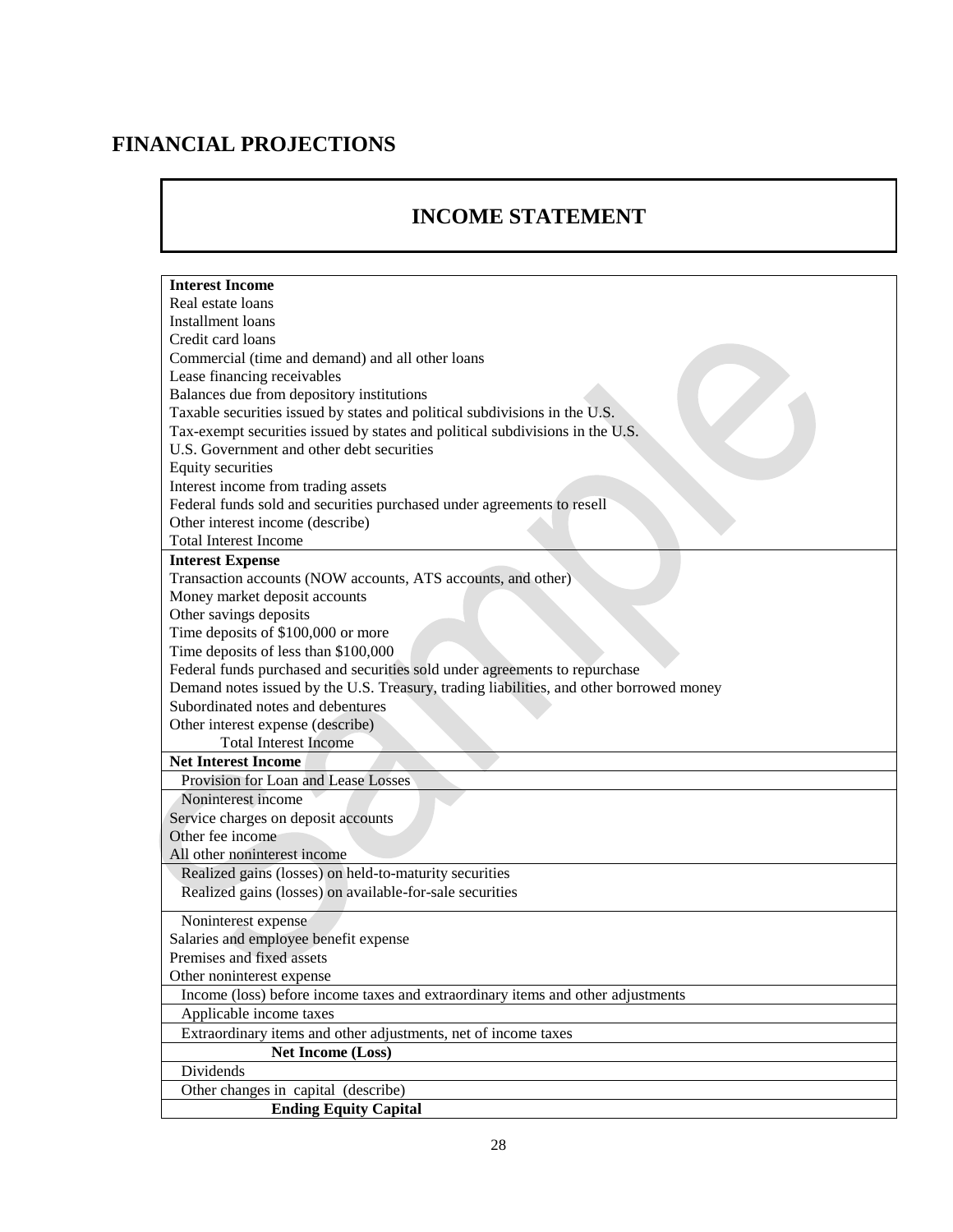# FINANCIAL PROJECTIONS

## INCOME STATEMENT

| |
|---|
| **Interest Income** |
| Real estate loans |
| Installment loans |
| Credit card loans |
| Commercial (time and demand) and all other loans |
| Lease financing receivables |
| Balances due from depository institutions |
| Taxable securities issued by states and political subdivisions in the U.S. |
| Tax-exempt securities issued by states and political subdivisions in the U.S. |
| U.S. Government and other debt securities |
| Equity securities |
| Interest income from trading assets |
| Federal funds sold and securities purchased under agreements to resell |
| Other interest income (describe) |
| Total Interest Income |
| **Interest Expense** |
| Transaction accounts (NOW accounts, ATS accounts, and other) |
| Money market deposit accounts |
| Other savings deposits |
| Time deposits of $100,000 or more |
| Time deposits of less than $100,000 |
| Federal funds purchased and securities sold under agreements to repurchase |
| Demand notes issued by the U.S. Treasury, trading liabilities, and other borrowed money |
| Subordinated notes and debentures |
| Other interest expense (describe) |
| Total Interest Income |
| **Net Interest Income** |
| Provision for Loan and Lease Losses |
| Noninterest income |
| Service charges on deposit accounts |
| Other fee income |
| All other noninterest income |
| Realized gains (losses) on held-to-maturity securities |
| Realized gains (losses) on available-for-sale securities |
| Noninterest expense |
| Salaries and employee benefit expense |
| Premises and fixed assets |
| Other noninterest expense |
| Income (loss) before income taxes and extraordinary items and other adjustments |
| Applicable income taxes |
| Extraordinary items and other adjustments, net of income taxes |
| **Net Income (Loss)** |
| Dividends |
| Other changes in capital (describe) |
| **Ending Equity Capital** |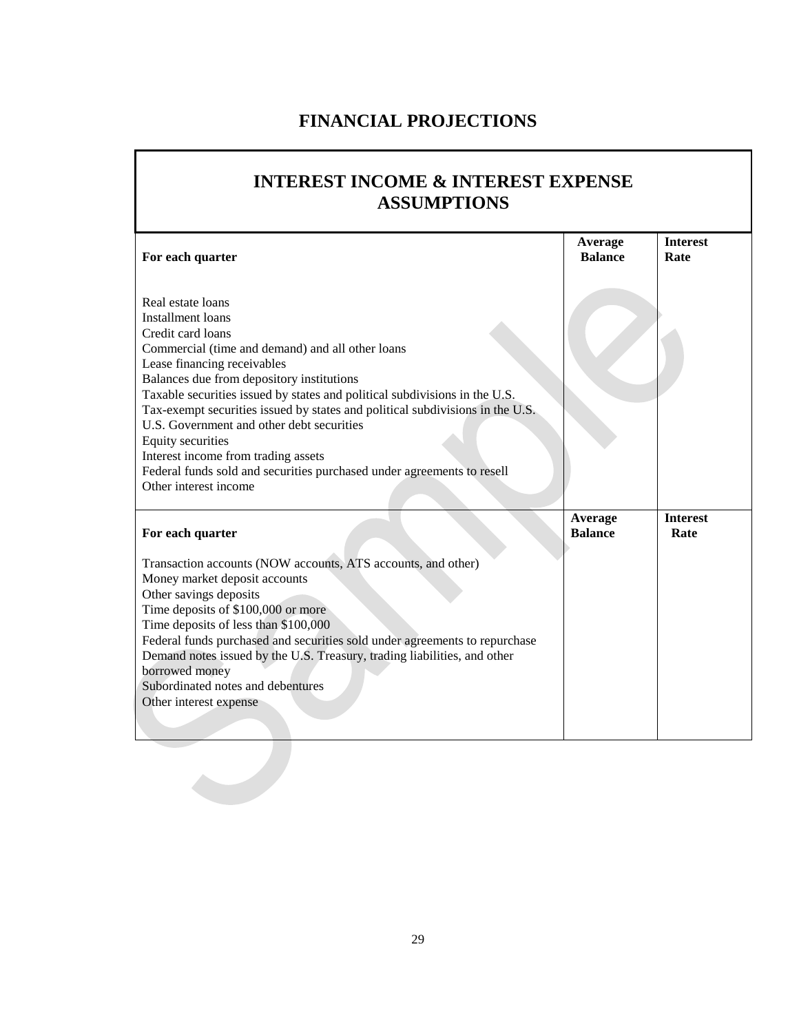# FINANCIAL PROJECTIONS

## INTEREST INCOME & INTEREST EXPENSE ASSUMPTIONS

| For each quarter | Average Balance | Interest Rate |
|---|---|---|
| Real estate loans | | |
| Installment loans | | |
| Credit card loans | | |
| Commercial (time and demand) and all other loans | | |
| Lease financing receivables | | |
| Balances due from depository institutions | | |
| Taxable securities issued by states and political subdivisions in the U.S. | | |
| Tax-exempt securities issued by states and political subdivisions in the U.S. | | |
| U.S. Government and other debt securities | | |
| Equity securities | | |
| Interest income from trading assets | | |
| Federal funds sold and securities purchased under agreements to resell | | |
| Other interest income | | |

| For each quarter | Average Balance | Interest Rate |
|---|---|---|
| Transaction accounts (NOW accounts, ATS accounts, and other) | | |
| Money market deposit accounts | | |
| Other savings deposits | | |
| Time deposits of $100,000 or more | | |
| Time deposits of less than $100,000 | | |
| Federal funds purchased and securities sold under agreements to repurchase | | |
| Demand notes issued by the U.S. Treasury, trading liabilities, and other borrowed money | | |
| Subordinated notes and debentures | | |
| Other interest expense | | |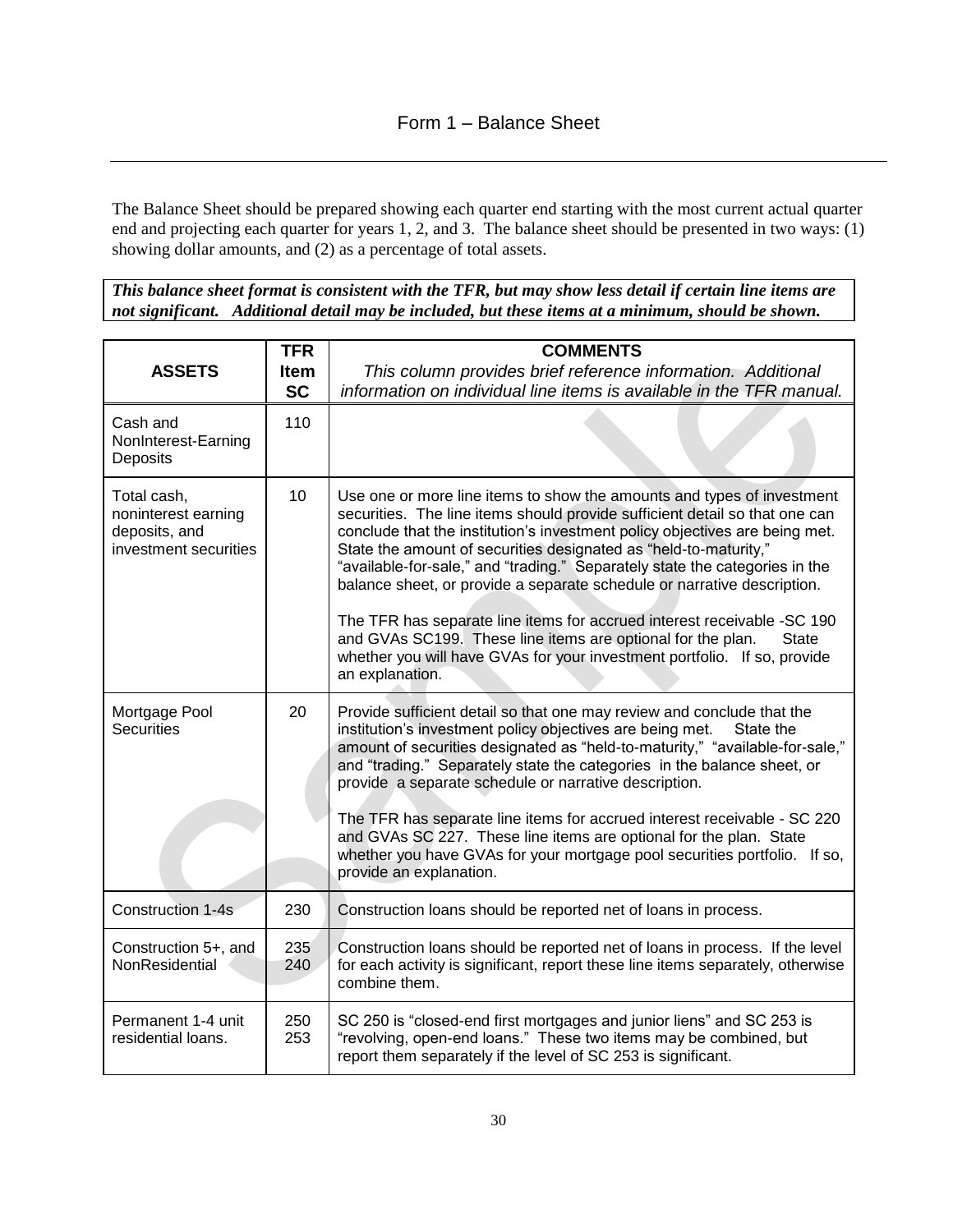## Form 1 – Balance Sheet

The Balance Sheet should be prepared showing each quarter end starting with the most current actual quarter end and projecting each quarter for years 1, 2, and 3. The balance sheet should be presented in two ways: (1) showing dollar amounts, and (2) as a percentage of total assets.

***This balance sheet format is consistent with the TFR, but may show less detail if certain line items are not significant. Additional detail may be included, but these items at a minimum, should be shown.***

| ASSETS | TFR Item SC | COMMENTS *This column provides brief reference information. Additional information on individual line items is available in the TFR manual.* |
|---|---|---|
| Cash and NonInterest-Earning Deposits | 110 | |
| Total cash, noninterest earning deposits, and investment securities | 10 | Use one or more line items to show the amounts and types of investment securities. The line items should provide sufficient detail so that one can conclude that the institution's investment policy objectives are being met. State the amount of securities designated as "held-to-maturity," "available-for-sale," and "trading." Separately state the categories in the balance sheet, or provide a separate schedule or narrative description.<br><br>The TFR has separate line items for accrued interest receivable -SC 190 and GVAs SC199. These line items are optional for the plan. State whether you will have GVAs for your investment portfolio. If so, provide an explanation. |
| Mortgage Pool Securities | 20 | Provide sufficient detail so that one may review and conclude that the institution's investment policy objectives are being met. State the amount of securities designated as "held-to-maturity," "available-for-sale," and "trading." Separately state the categories in the balance sheet, or provide a separate schedule or narrative description.<br><br>The TFR has separate line items for accrued interest receivable - SC 220 and GVAs SC 227. These line items are optional for the plan. State whether you have GVAs for your mortgage pool securities portfolio. If so, provide an explanation. |
| Construction 1-4s | 230 | Construction loans should be reported net of loans in process. |
| Construction 5+, and NonResidential | 235<br>240 | Construction loans should be reported net of loans in process. If the level for each activity is significant, report these line items separately, otherwise combine them. |
| Permanent 1-4 unit residential loans. | 250<br>253 | SC 250 is "closed-end first mortgages and junior liens" and SC 253 is "revolving, open-end loans." These two items may be combined, but report them separately if the level of SC 253 is significant. |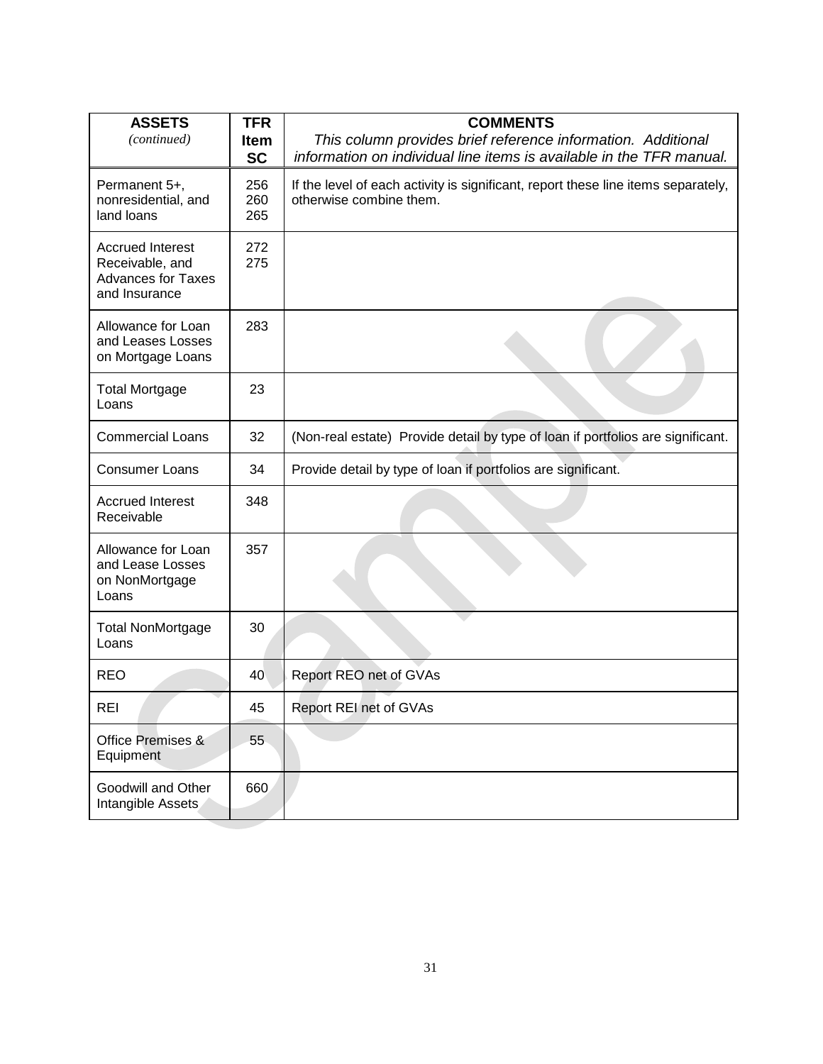| **ASSETS** *(continued)* | **TFR Item SC** | **COMMENTS** *This column provides brief reference information. Additional information on individual line items is available in the TFR manual.* |
|---|---|---|
| Permanent 5+, nonresidential, and land loans | 256 260 265 | If the level of each activity is significant, report these line items separately, otherwise combine them. |
| Accrued Interest Receivable, and Advances for Taxes and Insurance | 272 275 | |
| Allowance for Loan and Leases Losses on Mortgage Loans | 283 | |
| Total Mortgage Loans | 23 | |
| Commercial Loans | 32 | (Non-real estate) Provide detail by type of loan if portfolios are significant. |
| Consumer Loans | 34 | Provide detail by type of loan if portfolios are significant. |
| Accrued Interest Receivable | 348 | |
| Allowance for Loan and Lease Losses on NonMortgage Loans | 357 | |
| Total NonMortgage Loans | 30 | |
| REO | 40 | Report REO net of GVAs |
| REI | 45 | Report REI net of GVAs |
| Office Premises & Equipment | 55 | |
| Goodwill and Other Intangible Assets | 660 | |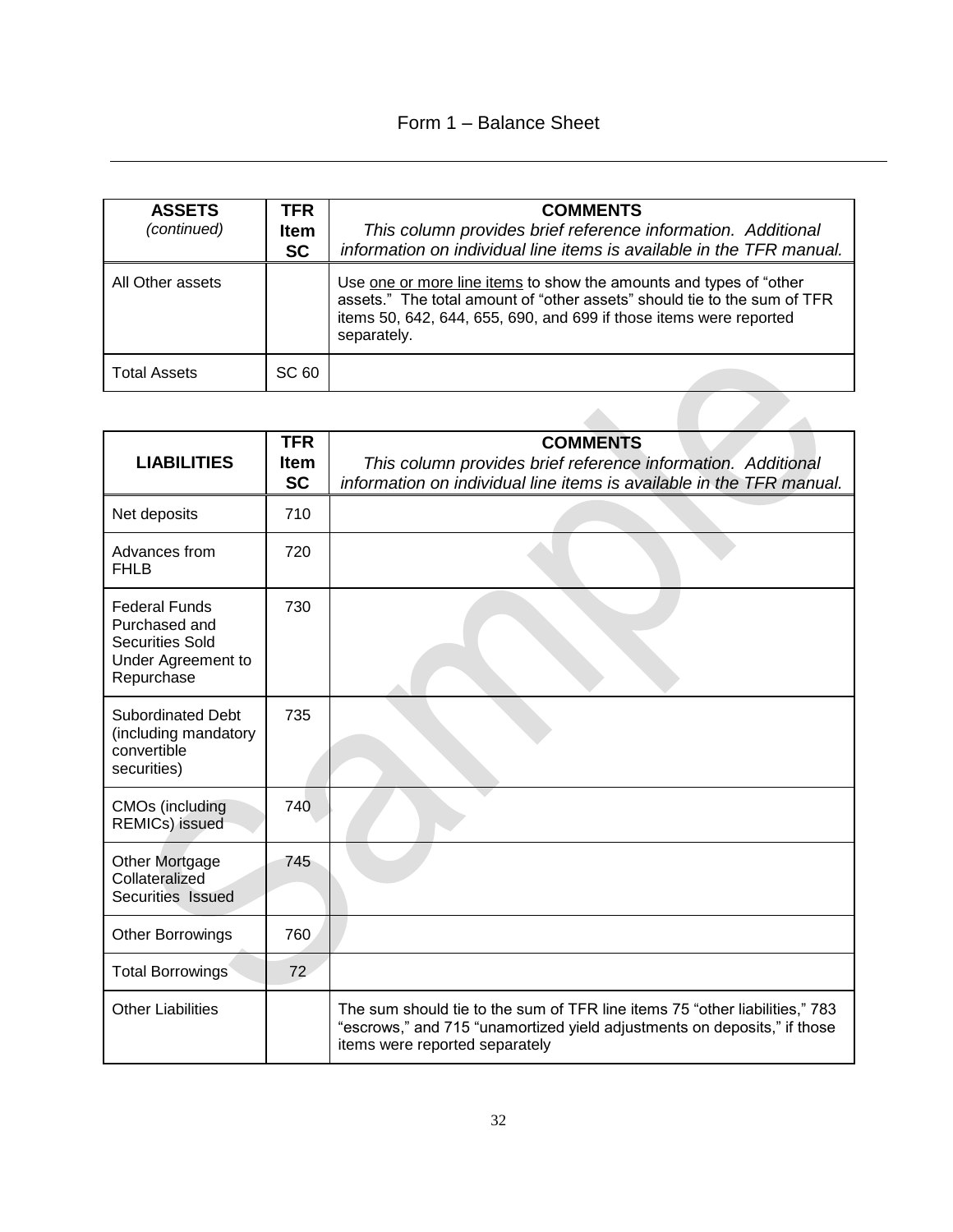Form 1 – Balance Sheet

| **ASSETS** *(continued)* | **TFR Item SC** | **COMMENTS** *This column provides brief reference information. Additional information on individual line items is available in the TFR manual.* |
|---|---|---|
| All Other assets | | Use one or more line items to show the amounts and types of "other assets." The total amount of "other assets" should tie to the sum of TFR items 50, 642, 644, 655, 690, and 699 if those items were reported separately. |
| Total Assets | SC 60 | |

| **LIABILITIES** | **TFR Item SC** | **COMMENTS** *This column provides brief reference information. Additional information on individual line items is available in the TFR manual.* |
|---|---|---|
| Net deposits | 710 | |
| Advances from FHLB | 720 | |
| Federal Funds Purchased and Securities Sold Under Agreement to Repurchase | 730 | |
| Subordinated Debt (including mandatory convertible securities) | 735 | |
| CMOs (including REMICs) issued | 740 | |
| Other Mortgage Collateralized Securities Issued | 745 | |
| Other Borrowings | 760 | |
| Total Borrowings | 72 | |
| Other Liabilities | | The sum should tie to the sum of TFR line items 75 "other liabilities," 783 "escrows," and 715 "unamortized yield adjustments on deposits," if those items were reported separately |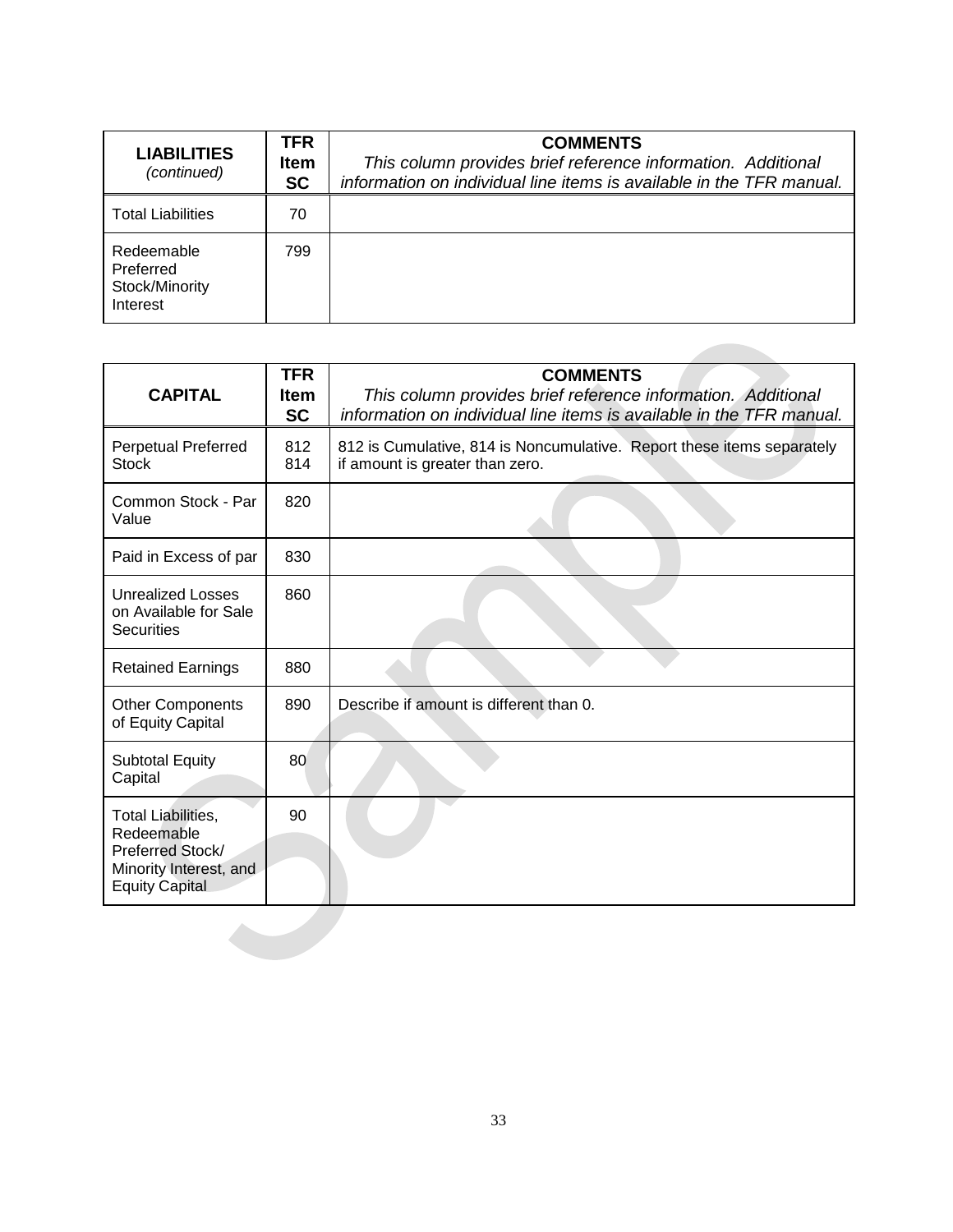| **LIABILITIES** *(continued)* | **TFR Item SC** | **COMMENTS** *This column provides brief reference information. Additional information on individual line items is available in the TFR manual.* |
|---|---|---|
| Total Liabilities | 70 | |
| Redeemable Preferred Stock/Minority Interest | 799 | |

| **CAPITAL** | **TFR Item SC** | **COMMENTS** *This column provides brief reference information. Additional information on individual line items is available in the TFR manual.* |
|---|---|---|
| Perpetual Preferred Stock | 812 814 | 812 is Cumulative, 814 is Noncumulative. Report these items separately if amount is greater than zero. |
| Common Stock - Par Value | 820 | |
| Paid in Excess of par | 830 | |
| Unrealized Losses on Available for Sale Securities | 860 | |
| Retained Earnings | 880 | |
| Other Components of Equity Capital | 890 | Describe if amount is different than 0. |
| Subtotal Equity Capital | 80 | |
| Total Liabilities, Redeemable Preferred Stock/ Minority Interest, and Equity Capital | 90 | |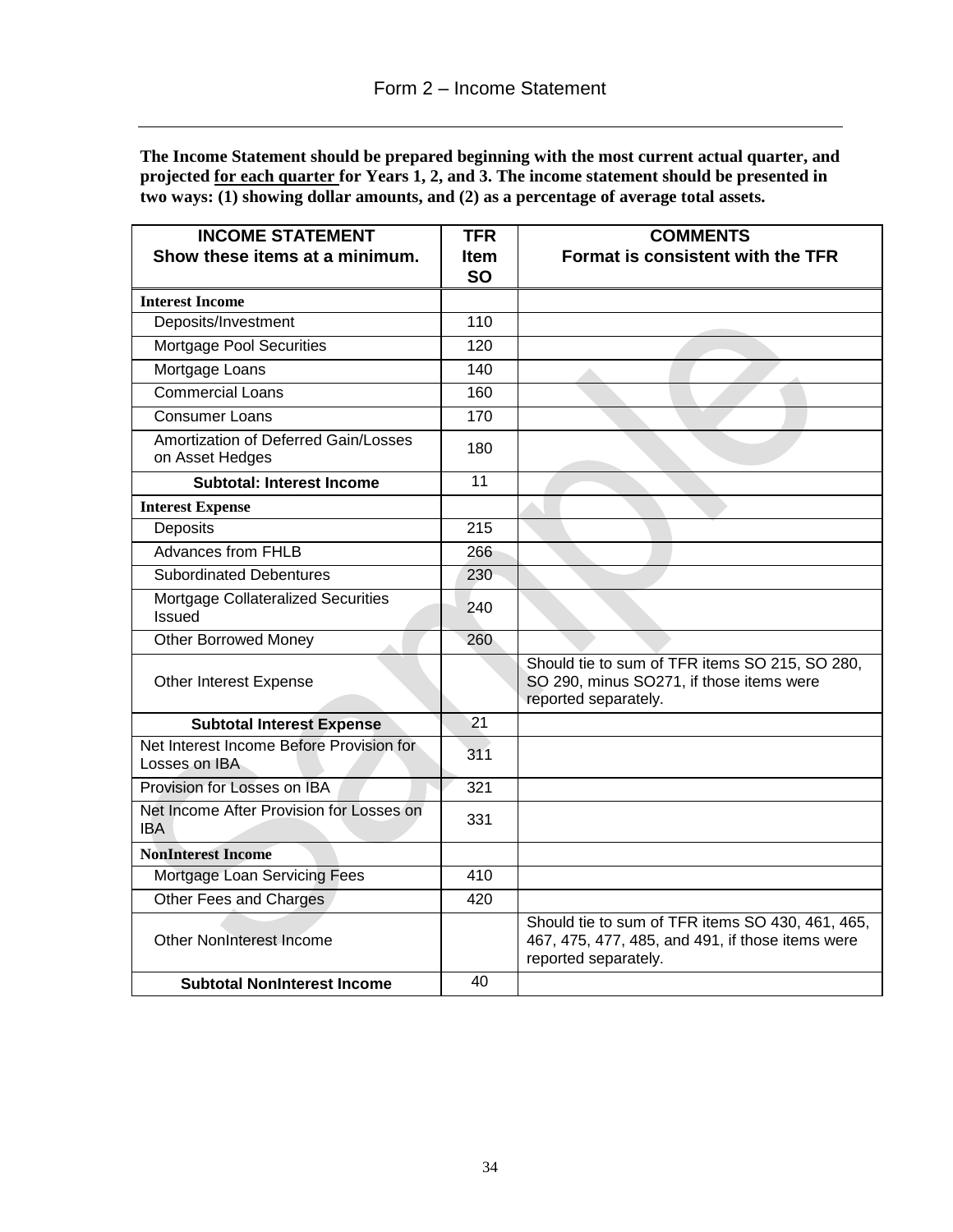# Form 2 – Income Statement

**The Income Statement should be prepared beginning with the most current actual quarter, and projected <u>for each quarter</u> for Years 1, 2, and 3. The income statement should be presented in two ways: (1) showing dollar amounts, and (2) as a percentage of average total assets.**

| INCOME STATEMENT<br>Show these items at a minimum. | TFR Item SO | COMMENTS<br>Format is consistent with the TFR |
|---|---|---|
| **Interest Income** | | |
| Deposits/Investment | 110 | |
| Mortgage Pool Securities | 120 | |
| Mortgage Loans | 140 | |
| Commercial Loans | 160 | |
| Consumer Loans | 170 | |
| Amortization of Deferred Gain/Losses on Asset Hedges | 180 | |
| **Subtotal: Interest Income** | 11 | |
| **Interest Expense** | | |
| Deposits | 215 | |
| Advances from FHLB | 266 | |
| Subordinated Debentures | 230 | |
| Mortgage Collateralized Securities Issued | 240 | |
| Other Borrowed Money | 260 | |
| Other Interest Expense | | Should tie to sum of TFR items SO 215, SO 280, SO 290, minus SO271, if those items were reported separately. |
| **Subtotal Interest Expense** | 21 | |
| Net Interest Income Before Provision for Losses on IBA | 311 | |
| Provision for Losses on IBA | 321 | |
| Net Income After Provision for Losses on IBA | 331 | |
| **NonInterest Income** | | |
| Mortgage Loan Servicing Fees | 410 | |
| Other Fees and Charges | 420 | |
| Other NonInterest Income | | Should tie to sum of TFR items SO 430, 461, 465, 467, 475, 477, 485, and 491, if those items were reported separately. |
| **Subtotal NonInterest Income** | 40 | |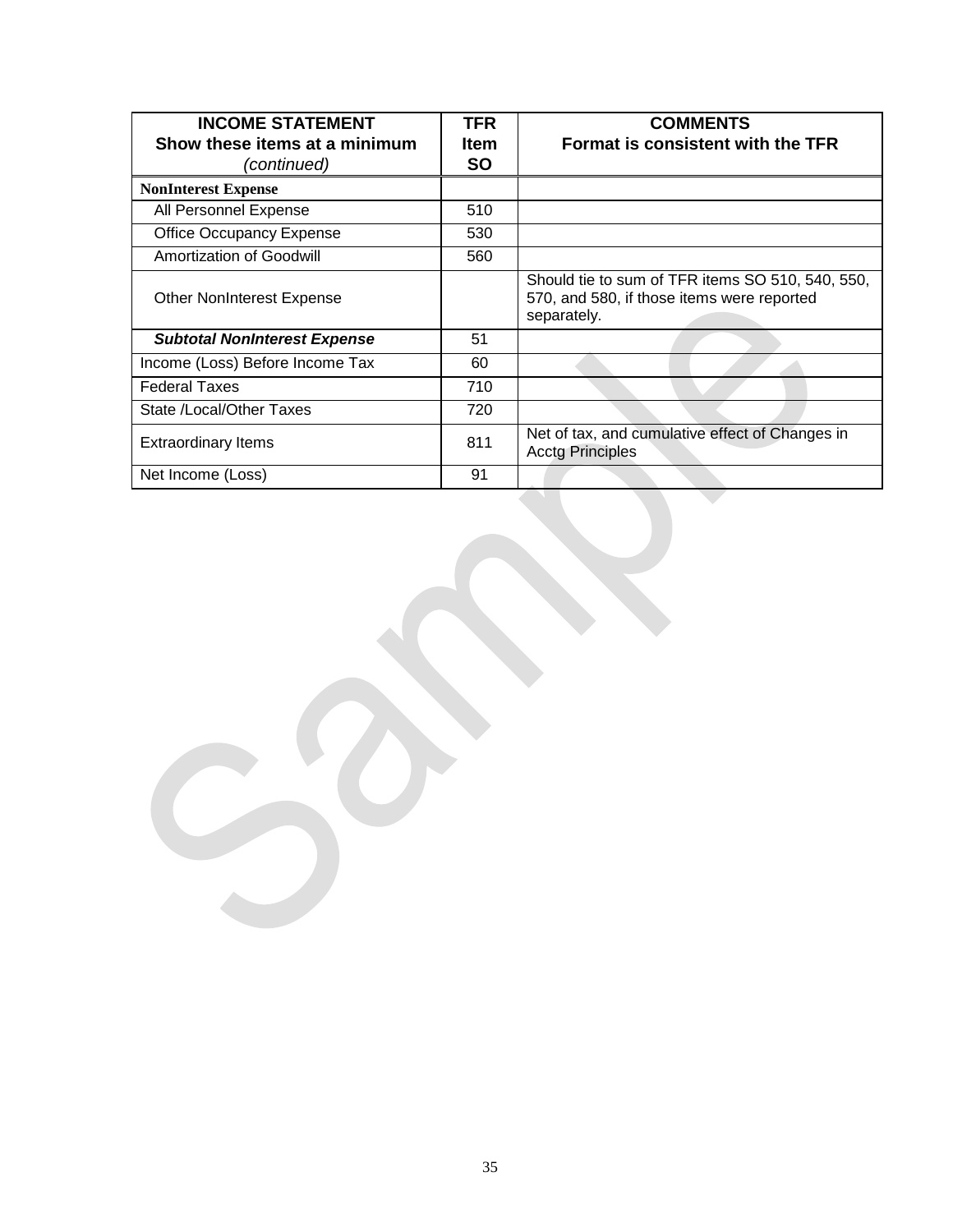| INCOME STATEMENT<br>Show these items at a minimum<br>*(continued)* | TFR<br>Item<br>SO | COMMENTS<br>Format is consistent with the TFR |
|---|---|---|
| **NonInterest Expense** | | |
| All Personnel Expense | 510 | |
| Office Occupancy Expense | 530 | |
| Amortization of Goodwill | 560 | |
| Other NonInterest Expense | | Should tie to sum of TFR items SO 510, 540, 550, 570, and 580, if those items were reported separately. |
| ***Subtotal NonInterest Expense*** | 51 | |
| Income (Loss) Before Income Tax | 60 | |
| Federal Taxes | 710 | |
| State /Local/Other Taxes | 720 | |
| Extraordinary Items | 811 | Net of tax, and cumulative effect of Changes in Acctg Principles |
| Net Income (Loss) | 91 | |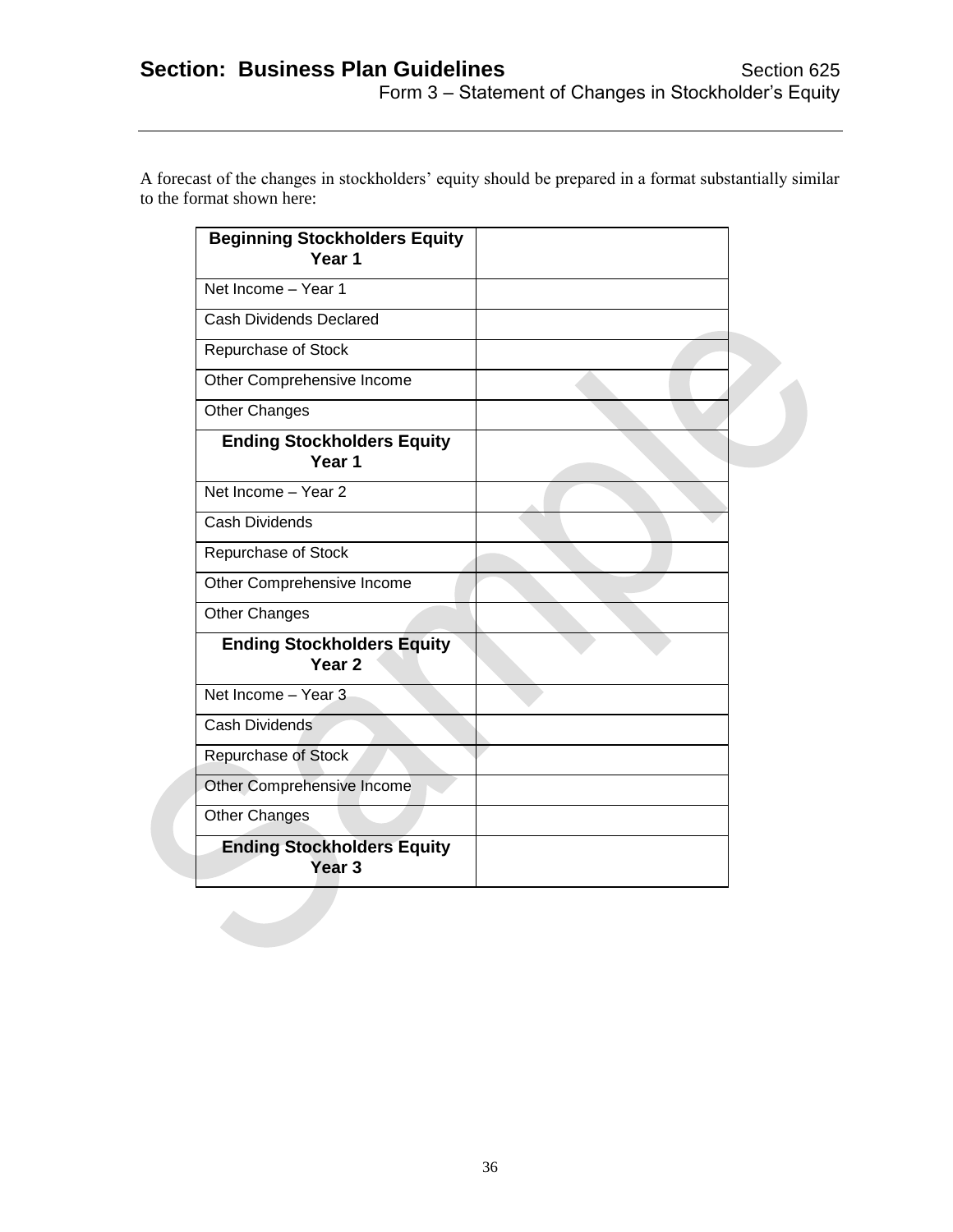# Section: Business Plan Guidelines

Section 625
Form 3 – Statement of Changes in Stockholder's Equity

A forecast of the changes in stockholders' equity should be prepared in a format substantially similar to the format shown here:

| **Beginning Stockholders Equity Year 1** | |
|---|---|
| Net Income – Year 1 | |
| Cash Dividends Declared | |
| Repurchase of Stock | |
| Other Comprehensive Income | |
| Other Changes | |
| **Ending Stockholders Equity Year 1** | |
| Net Income – Year 2 | |
| Cash Dividends | |
| Repurchase of Stock | |
| Other Comprehensive Income | |
| Other Changes | |
| **Ending Stockholders Equity Year 2** | |
| Net Income – Year 3 | |
| Cash Dividends | |
| Repurchase of Stock | |
| Other Comprehensive Income | |
| Other Changes | |
| **Ending Stockholders Equity Year 3** | |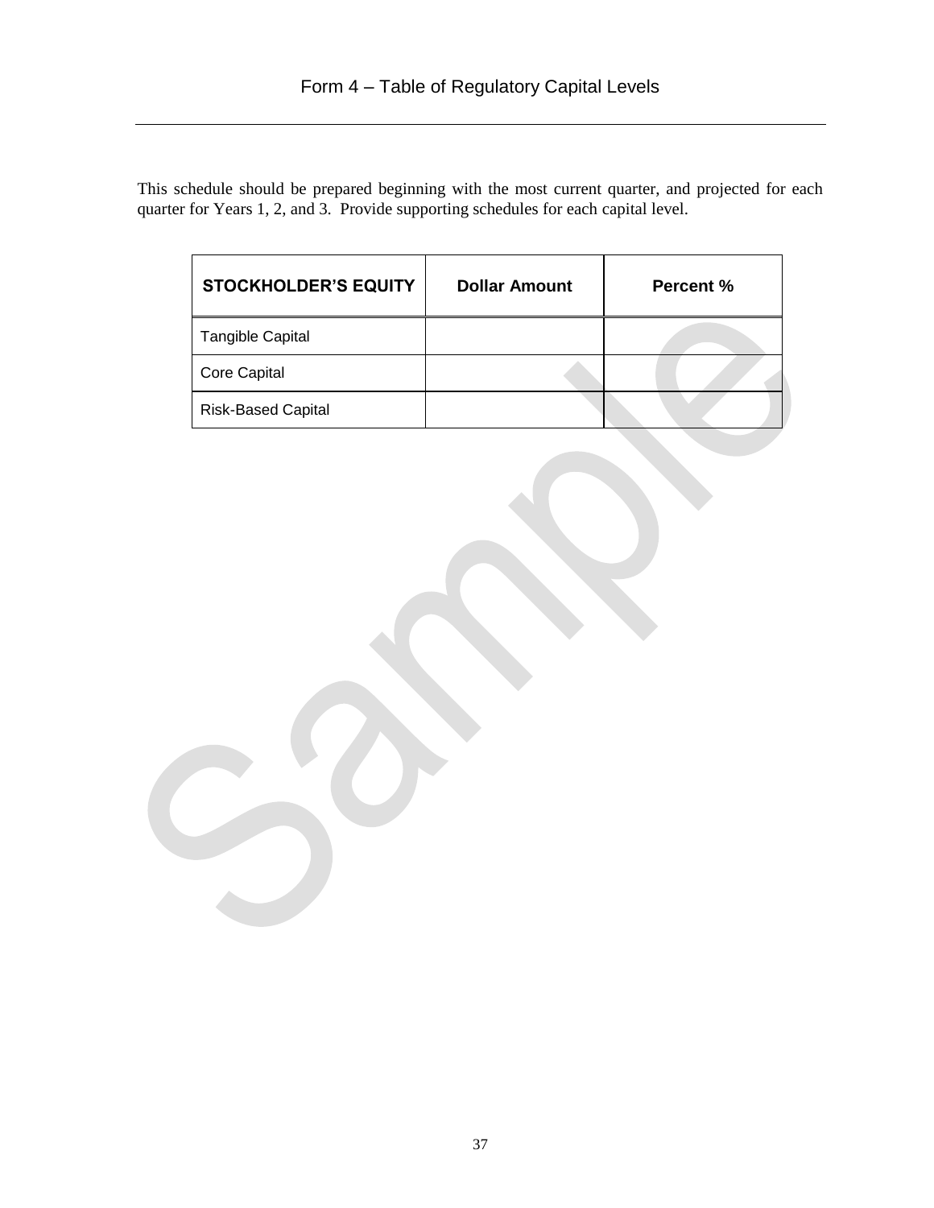# Form 4 – Table of Regulatory Capital Levels

This schedule should be prepared beginning with the most current quarter, and projected for each quarter for Years 1, 2, and 3. Provide supporting schedules for each capital level.

| STOCKHOLDER'S EQUITY | Dollar Amount | Percent % |
|---|---|---|
| Tangible Capital | | |
| Core Capital | | |
| Risk-Based Capital | | |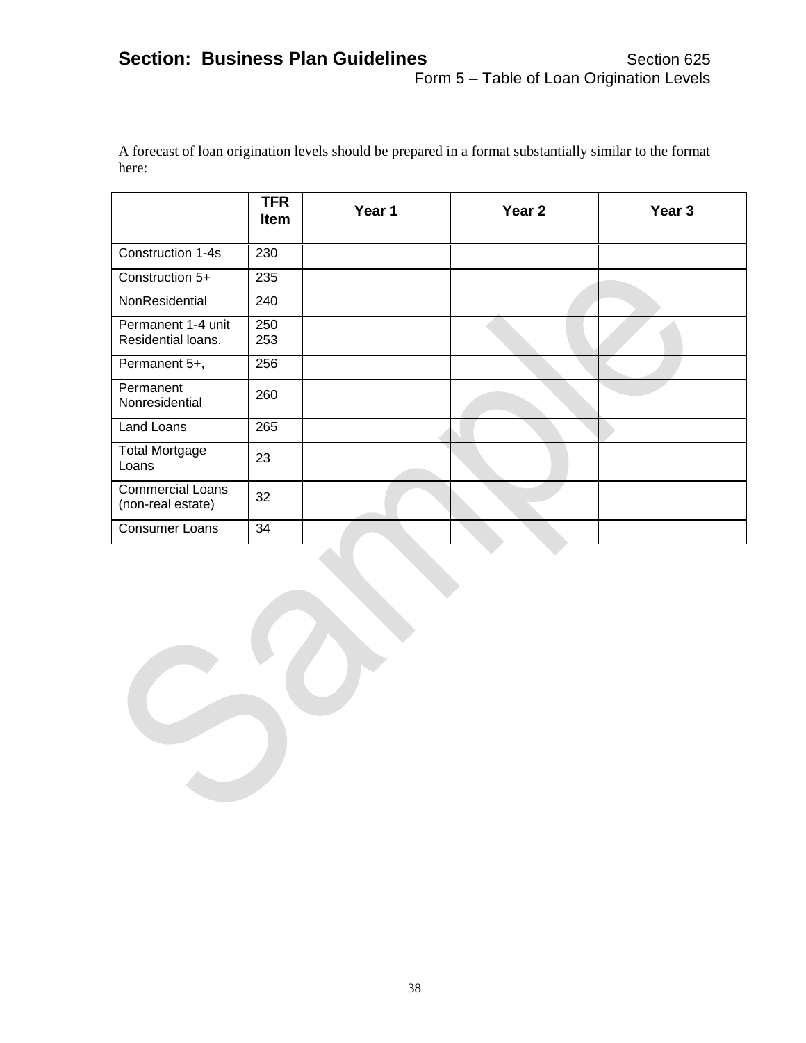## Section: Business Plan Guidelines

Section 625
Form 5 – Table of Loan Origination Levels

A forecast of loan origination levels should be prepared in a format substantially similar to the format here:

| | TFR Item | Year 1 | Year 2 | Year 3 |
|---|---|---|---|---|
| Construction 1-4s | 230 | | | |
| Construction 5+ | 235 | | | |
| NonResidential | 240 | | | |
| Permanent 1-4 unit Residential loans. | 250 253 | | | |
| Permanent 5+, | 256 | | | |
| Permanent Nonresidential | 260 | | | |
| Land Loans | 265 | | | |
| Total Mortgage Loans | 23 | | | |
| Commercial Loans (non-real estate) | 32 | | | |
| Consumer Loans | 34 | | | |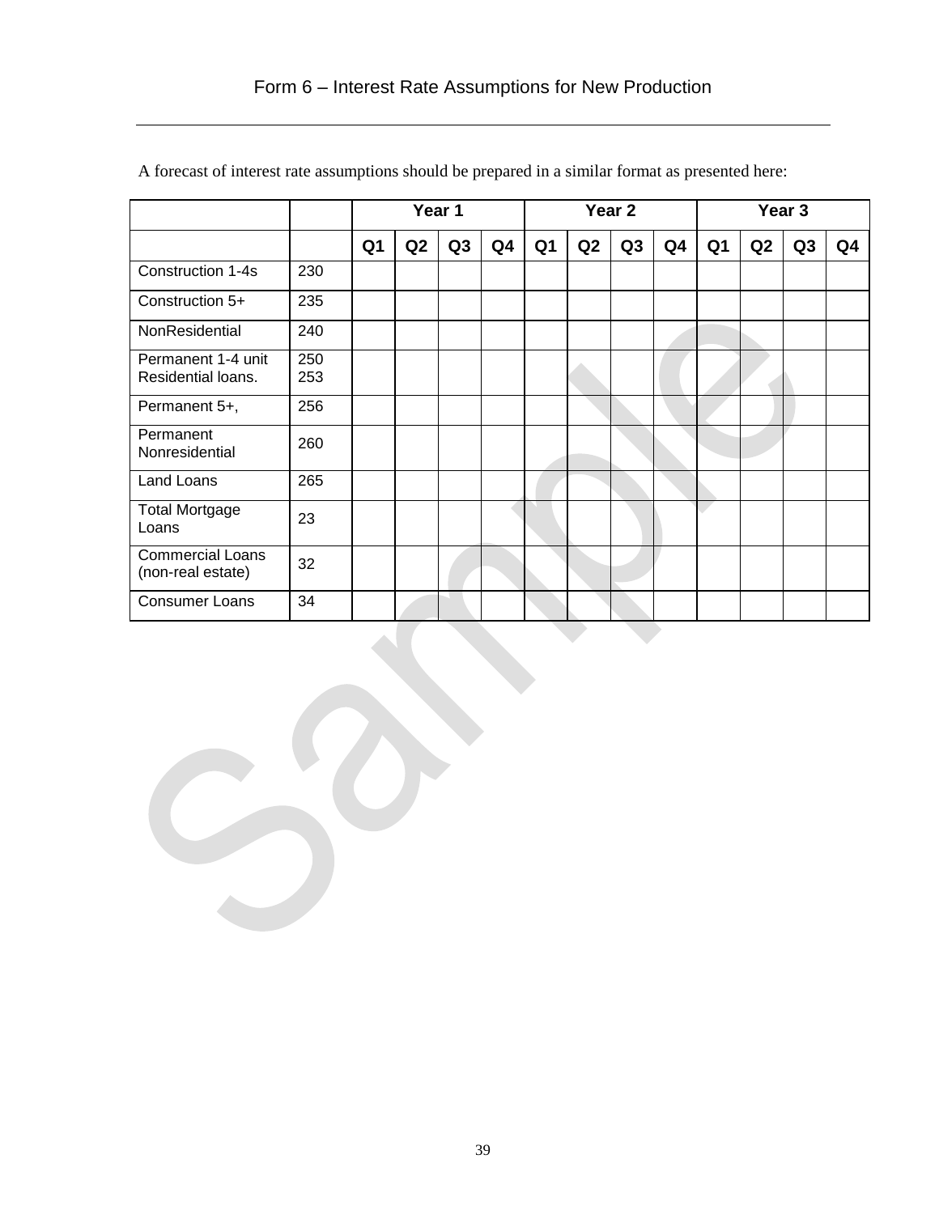# Form 6 – Interest Rate Assumptions for New Production

A forecast of interest rate assumptions should be prepared in a similar format as presented here:

| | | Year 1 | | | | Year 2 | | | | Year 3 | | | |
|---|---|---|---|---|---|---|---|---|---|---|---|---|---|
| | | Q1 | Q2 | Q3 | Q4 | Q1 | Q2 | Q3 | Q4 | Q1 | Q2 | Q3 | Q4 |
| Construction 1-4s | 230 | | | | | | | | | | | | |
| Construction 5+ | 235 | | | | | | | | | | | | |
| NonResidential | 240 | | | | | | | | | | | | |
| Permanent 1-4 unit Residential loans. | 250 253 | | | | | | | | | | | | |
| Permanent 5+, | 256 | | | | | | | | | | | | |
| Permanent Nonresidential | 260 | | | | | | | | | | | | |
| Land Loans | 265 | | | | | | | | | | | | |
| Total Mortgage Loans | 23 | | | | | | | | | | | | |
| Commercial Loans (non-real estate) | 32 | | | | | | | | | | | | |
| Consumer Loans | 34 | | | | | | | | | | | | |